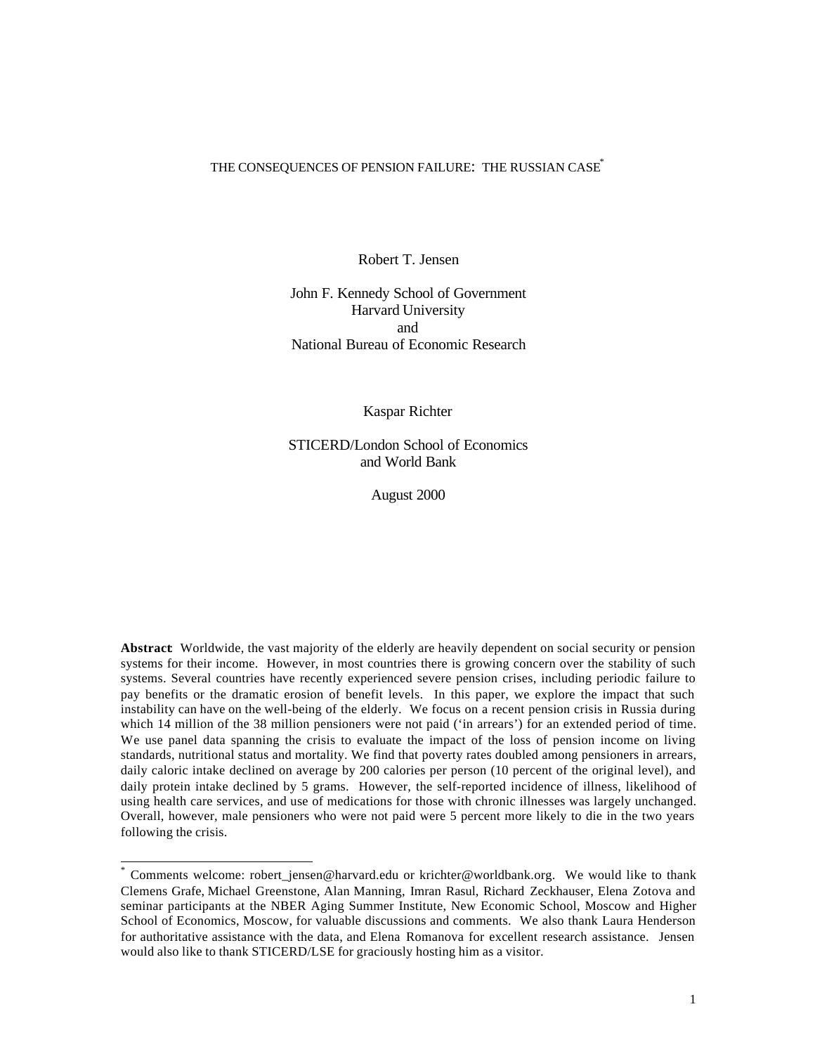# THE CONSEQUENCES OF PENSION FAILURE: THE RUSSIAN CASE[*]

Robert T. Jensen

John F. Kennedy School of Government
Harvard University
and
National Bureau of Economic Research

Kaspar Richter

STICERD/London School of Economics
and World Bank

August 2000

**Abstract**: Worldwide, the vast majority of the elderly are heavily dependent on social security or pension systems for their income. However, in most countries there is growing concern over the stability of such systems. Several countries have recently experienced severe pension crises, including periodic failure to pay benefits or the dramatic erosion of benefit levels. In this paper, we explore the impact that such instability can have on the well-being of the elderly. We focus on a recent pension crisis in Russia during which 14 million of the 38 million pensioners were not paid ('in arrears') for an extended period of time. We use panel data spanning the crisis to evaluate the impact of the loss of pension income on living standards, nutritional status and mortality. We find that poverty rates doubled among pensioners in arrears, daily caloric intake declined on average by 200 calories per person (10 percent of the original level), and daily protein intake declined by 5 grams. However, the self-reported incidence of illness, likelihood of using health care services, and use of medications for those with chronic illnesses was largely unchanged. Overall, however, male pensioners who were not paid were 5 percent more likely to die in the two years following the crisis.

[*] Comments welcome: robert_jensen@harvard.edu or krichter@worldbank.org. We would like to thank Clemens Grafe, Michael Greenstone, Alan Manning, Imran Rasul, Richard Zeckhauser, Elena Zotova and seminar participants at the NBER Aging Summer Institute, New Economic School, Moscow and Higher School of Economics, Moscow, for valuable discussions and comments. We also thank Laura Henderson for authoritative assistance with the data, and Elena Romanova for excellent research assistance. Jensen would also like to thank STICERD/LSE for graciously hosting him as a visitor.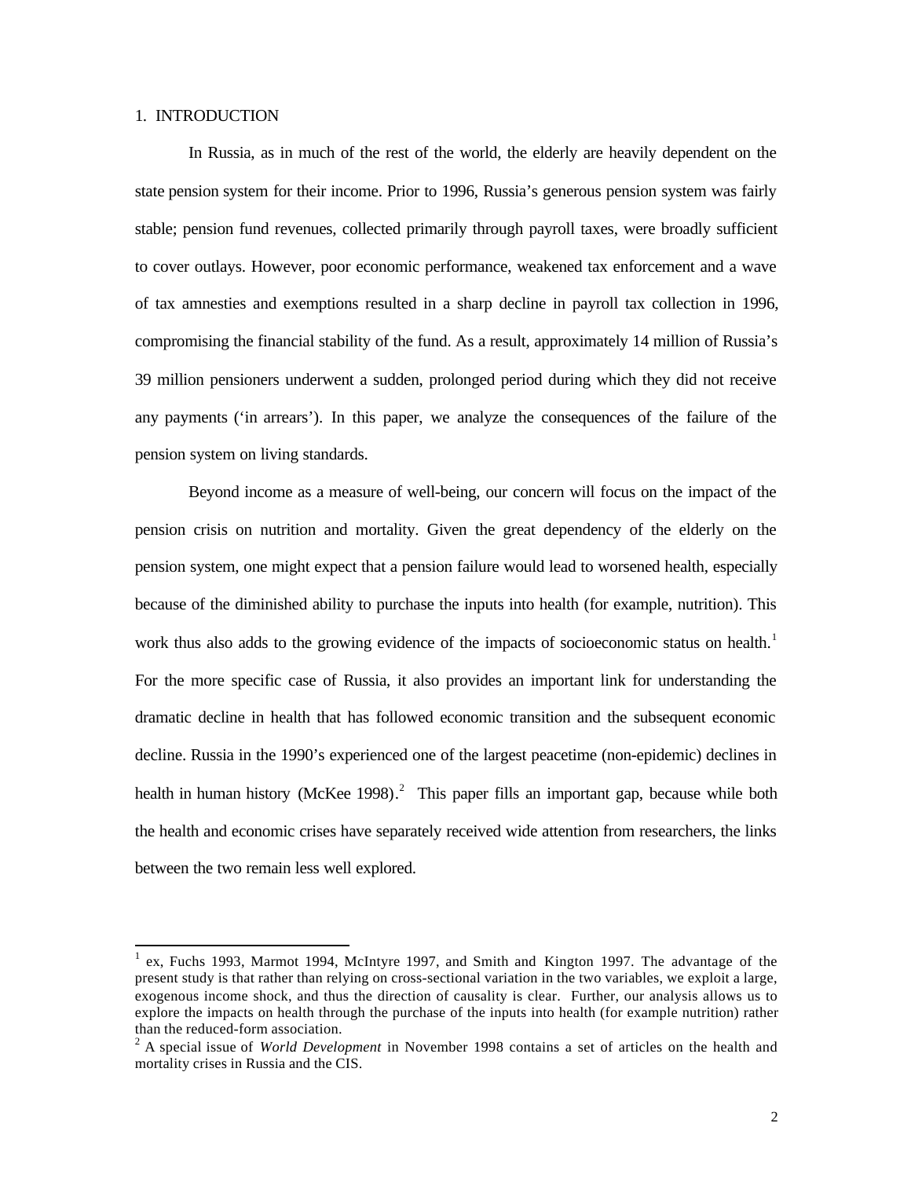## 1. INTRODUCTION

In Russia, as in much of the rest of the world, the elderly are heavily dependent on the state pension system for their income. Prior to 1996, Russia's generous pension system was fairly stable; pension fund revenues, collected primarily through payroll taxes, were broadly sufficient to cover outlays. However, poor economic performance, weakened tax enforcement and a wave of tax amnesties and exemptions resulted in a sharp decline in payroll tax collection in 1996, compromising the financial stability of the fund. As a result, approximately 14 million of Russia's 39 million pensioners underwent a sudden, prolonged period during which they did not receive any payments ('in arrears'). In this paper, we analyze the consequences of the failure of the pension system on living standards.

Beyond income as a measure of well-being, our concern will focus on the impact of the pension crisis on nutrition and mortality. Given the great dependency of the elderly on the pension system, one might expect that a pension failure would lead to worsened health, especially because of the diminished ability to purchase the inputs into health (for example, nutrition). This work thus also adds to the growing evidence of the impacts of socioeconomic status on health.[1] For the more specific case of Russia, it also provides an important link for understanding the dramatic decline in health that has followed economic transition and the subsequent economic decline. Russia in the 1990's experienced one of the largest peacetime (non-epidemic) declines in health in human history (McKee 1998).[2] This paper fills an important gap, because while both the health and economic crises have separately received wide attention from researchers, the links between the two remain less well explored.

---

[1] ex, Fuchs 1993, Marmot 1994, McIntyre 1997, and Smith and Kington 1997. The advantage of the present study is that rather than relying on cross-sectional variation in the two variables, we exploit a large, exogenous income shock, and thus the direction of causality is clear. Further, our analysis allows us to explore the impacts on health through the purchase of the inputs into health (for example nutrition) rather than the reduced-form association.

[2] A special issue of *World Development* in November 1998 contains a set of articles on the health and mortality crises in Russia and the CIS.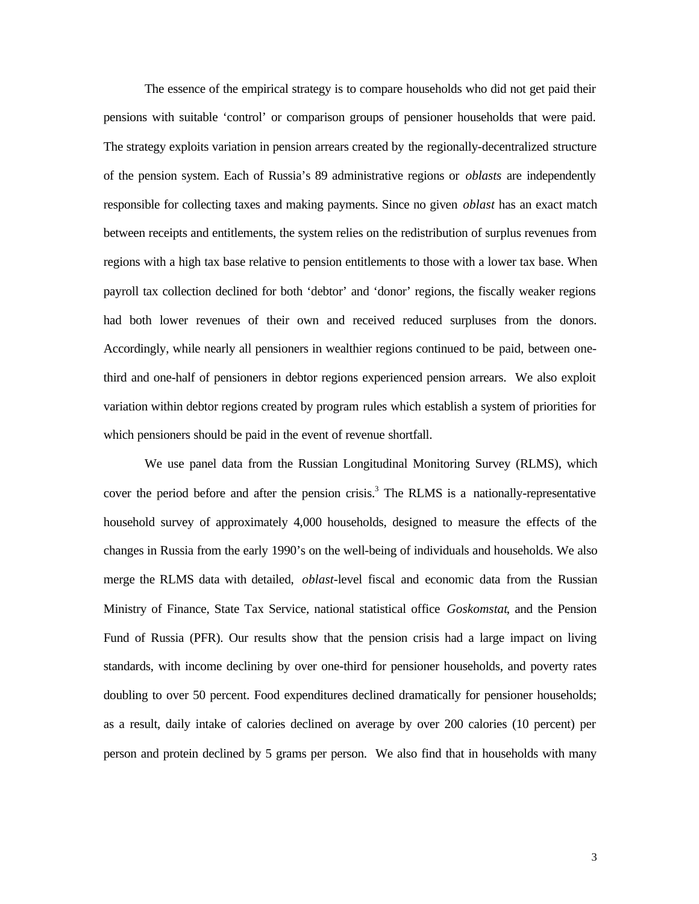The essence of the empirical strategy is to compare households who did not get paid their pensions with suitable 'control' or comparison groups of pensioner households that were paid. The strategy exploits variation in pension arrears created by the regionally-decentralized structure of the pension system. Each of Russia's 89 administrative regions or *oblasts* are independently responsible for collecting taxes and making payments. Since no given *oblast* has an exact match between receipts and entitlements, the system relies on the redistribution of surplus revenues from regions with a high tax base relative to pension entitlements to those with a lower tax base. When payroll tax collection declined for both 'debtor' and 'donor' regions, the fiscally weaker regions had both lower revenues of their own and received reduced surpluses from the donors. Accordingly, while nearly all pensioners in wealthier regions continued to be paid, between one-third and one-half of pensioners in debtor regions experienced pension arrears. We also exploit variation within debtor regions created by program rules which establish a system of priorities for which pensioners should be paid in the event of revenue shortfall.

We use panel data from the Russian Longitudinal Monitoring Survey (RLMS), which cover the period before and after the pension crisis.[3] The RLMS is a nationally-representative household survey of approximately 4,000 households, designed to measure the effects of the changes in Russia from the early 1990's on the well-being of individuals and households. We also merge the RLMS data with detailed, *oblast*-level fiscal and economic data from the Russian Ministry of Finance, State Tax Service, national statistical office *Goskomstat*, and the Pension Fund of Russia (PFR). Our results show that the pension crisis had a large impact on living standards, with income declining by over one-third for pensioner households, and poverty rates doubling to over 50 percent. Food expenditures declined dramatically for pensioner households; as a result, daily intake of calories declined on average by over 200 calories (10 percent) per person and protein declined by 5 grams per person. We also find that in households with many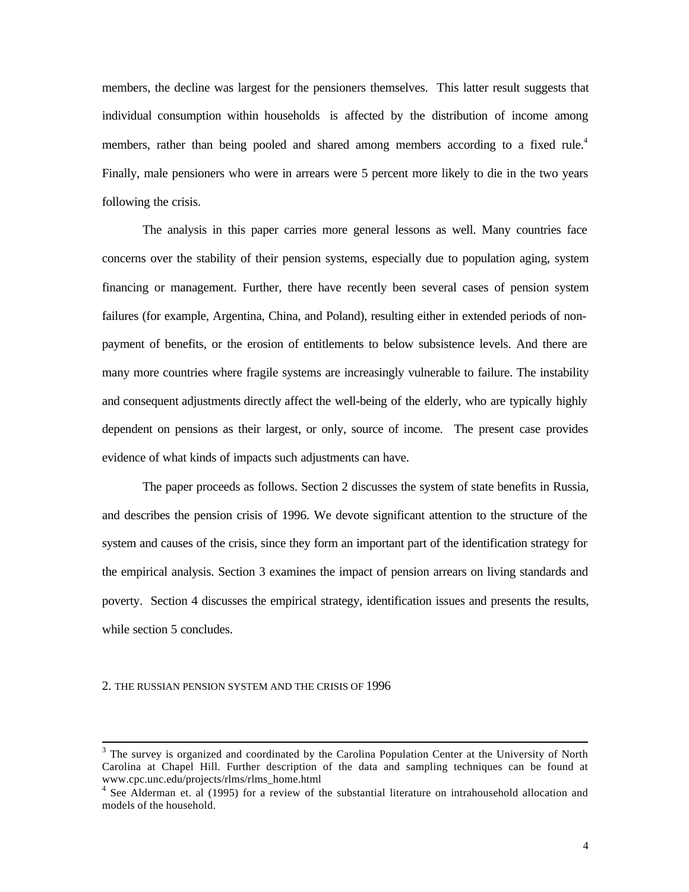members, the decline was largest for the pensioners themselves. This latter result suggests that individual consumption within households is affected by the distribution of income among members, rather than being pooled and shared among members according to a fixed rule.[4] Finally, male pensioners who were in arrears were 5 percent more likely to die in the two years following the crisis.

The analysis in this paper carries more general lessons as well. Many countries face concerns over the stability of their pension systems, especially due to population aging, system financing or management. Further, there have recently been several cases of pension system failures (for example, Argentina, China, and Poland), resulting either in extended periods of non-payment of benefits, or the erosion of entitlements to below subsistence levels. And there are many more countries where fragile systems are increasingly vulnerable to failure. The instability and consequent adjustments directly affect the well-being of the elderly, who are typically highly dependent on pensions as their largest, or only, source of income. The present case provides evidence of what kinds of impacts such adjustments can have.

The paper proceeds as follows. Section 2 discusses the system of state benefits in Russia, and describes the pension crisis of 1996. We devote significant attention to the structure of the system and causes of the crisis, since they form an important part of the identification strategy for the empirical analysis. Section 3 examines the impact of pension arrears on living standards and poverty. Section 4 discusses the empirical strategy, identification issues and presents the results, while section 5 concludes.

## 2. THE RUSSIAN PENSION SYSTEM AND THE CRISIS OF 1996

---

[3] The survey is organized and coordinated by the Carolina Population Center at the University of North Carolina at Chapel Hill. Further description of the data and sampling techniques can be found at www.cpc.unc.edu/projects/rlms/rlms_home.html

[4] See Alderman et. al (1995) for a review of the substantial literature on intrahousehold allocation and models of the household.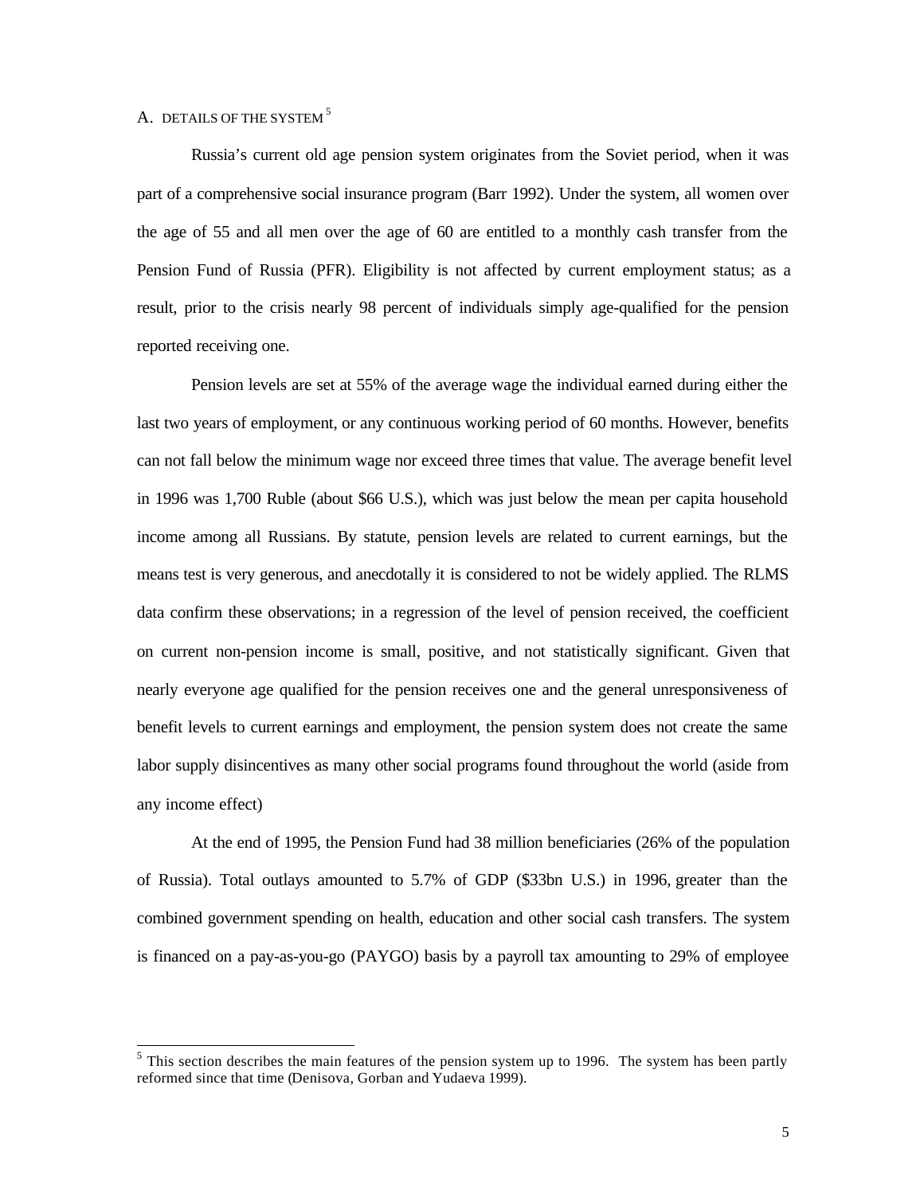### A. DETAILS OF THE SYSTEM[5]

Russia's current old age pension system originates from the Soviet period, when it was part of a comprehensive social insurance program (Barr 1992). Under the system, all women over the age of 55 and all men over the age of 60 are entitled to a monthly cash transfer from the Pension Fund of Russia (PFR). Eligibility is not affected by current employment status; as a result, prior to the crisis nearly 98 percent of individuals simply age-qualified for the pension reported receiving one.

Pension levels are set at 55% of the average wage the individual earned during either the last two years of employment, or any continuous working period of 60 months. However, benefits can not fall below the minimum wage nor exceed three times that value. The average benefit level in 1996 was 1,700 Ruble (about $66 U.S.), which was just below the mean per capita household income among all Russians. By statute, pension levels are related to current earnings, but the means test is very generous, and anecdotally it is considered to not be widely applied. The RLMS data confirm these observations; in a regression of the level of pension received, the coefficient on current non-pension income is small, positive, and not statistically significant. Given that nearly everyone age qualified for the pension receives one and the general unresponsiveness of benefit levels to current earnings and employment, the pension system does not create the same labor supply disincentives as many other social programs found throughout the world (aside from any income effect)

At the end of 1995, the Pension Fund had 38 million beneficiaries (26% of the population of Russia). Total outlays amounted to 5.7% of GDP ($33bn U.S.) in 1996, greater than the combined government spending on health, education and other social cash transfers. The system is financed on a pay-as-you-go (PAYGO) basis by a payroll tax amounting to 29% of employee

---

[5] This section describes the main features of the pension system up to 1996. The system has been partly reformed since that time (Denisova, Gorban and Yudaeva 1999).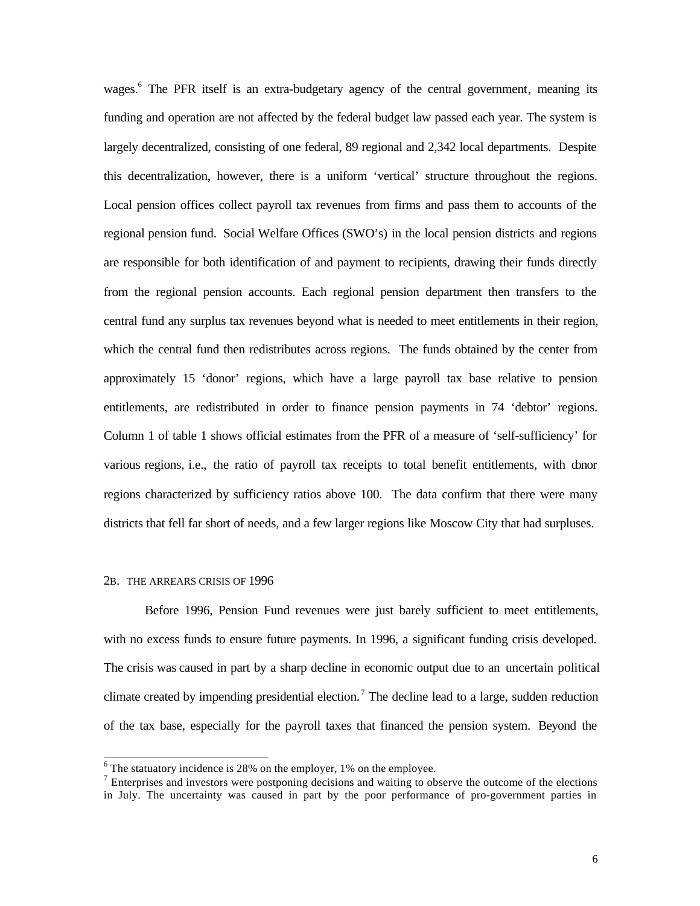wages.[6] The PFR itself is an extra-budgetary agency of the central government, meaning its funding and operation are not affected by the federal budget law passed each year. The system is largely decentralized, consisting of one federal, 89 regional and 2,342 local departments. Despite this decentralization, however, there is a uniform 'vertical' structure throughout the regions. Local pension offices collect payroll tax revenues from firms and pass them to accounts of the regional pension fund. Social Welfare Offices (SWO's) in the local pension districts and regions are responsible for both identification of and payment to recipients, drawing their funds directly from the regional pension accounts. Each regional pension department then transfers to the central fund any surplus tax revenues beyond what is needed to meet entitlements in their region, which the central fund then redistributes across regions. The funds obtained by the center from approximately 15 'donor' regions, which have a large payroll tax base relative to pension entitlements, are redistributed in order to finance pension payments in 74 'debtor' regions. Column 1 of table 1 shows official estimates from the PFR of a measure of 'self-sufficiency' for various regions, i.e., the ratio of payroll tax receipts to total benefit entitlements, with donor regions characterized by sufficiency ratios above 100. The data confirm that there were many districts that fell far short of needs, and a few larger regions like Moscow City that had surpluses.

### 2B. THE ARREARS CRISIS OF 1996

Before 1996, Pension Fund revenues were just barely sufficient to meet entitlements, with no excess funds to ensure future payments. In 1996, a significant funding crisis developed. The crisis was caused in part by a sharp decline in economic output due to an uncertain political climate created by impending presidential election.[7] The decline lead to a large, sudden reduction of the tax base, especially for the payroll taxes that financed the pension system. Beyond the

[6] The statuatory incidence is 28% on the employer, 1% on the employee.

[7] Enterprises and investors were postponing decisions and waiting to observe the outcome of the elections in July. The uncertainty was caused in part by the poor performance of pro-government parties in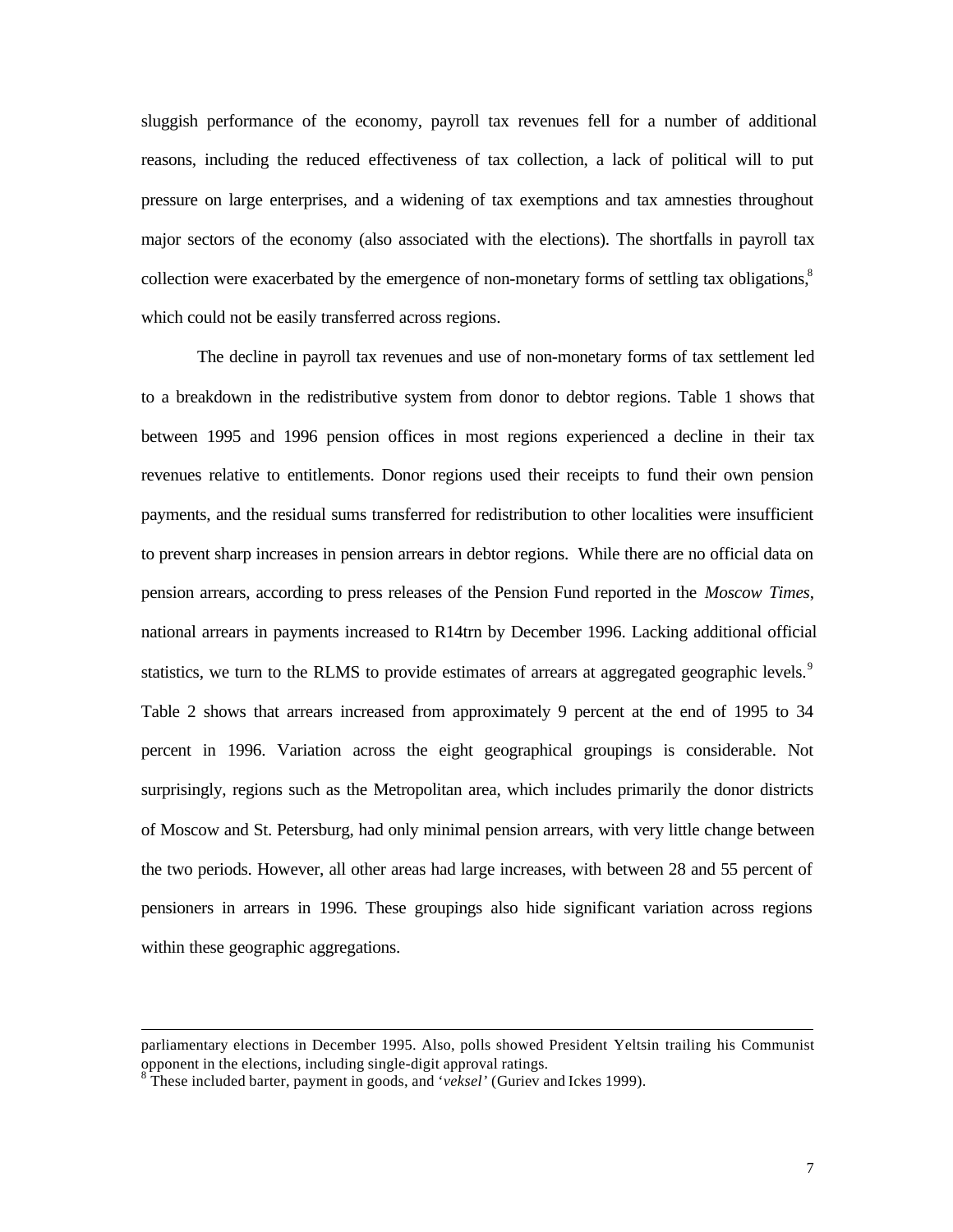sluggish performance of the economy, payroll tax revenues fell for a number of additional reasons, including the reduced effectiveness of tax collection, a lack of political will to put pressure on large enterprises, and a widening of tax exemptions and tax amnesties throughout major sectors of the economy (also associated with the elections). The shortfalls in payroll tax collection were exacerbated by the emergence of non-monetary forms of settling tax obligations,[8] which could not be easily transferred across regions.

The decline in payroll tax revenues and use of non-monetary forms of tax settlement led to a breakdown in the redistributive system from donor to debtor regions. Table 1 shows that between 1995 and 1996 pension offices in most regions experienced a decline in their tax revenues relative to entitlements. Donor regions used their receipts to fund their own pension payments, and the residual sums transferred for redistribution to other localities were insufficient to prevent sharp increases in pension arrears in debtor regions. While there are no official data on pension arrears, according to press releases of the Pension Fund reported in the *Moscow Times*, national arrears in payments increased to R14trn by December 1996. Lacking additional official statistics, we turn to the RLMS to provide estimates of arrears at aggregated geographic levels.[9] Table 2 shows that arrears increased from approximately 9 percent at the end of 1995 to 34 percent in 1996. Variation across the eight geographical groupings is considerable. Not surprisingly, regions such as the Metropolitan area, which includes primarily the donor districts of Moscow and St. Petersburg, had only minimal pension arrears, with very little change between the two periods. However, all other areas had large increases, with between 28 and 55 percent of pensioners in arrears in 1996. These groupings also hide significant variation across regions within these geographic aggregations.

---

parliamentary elections in December 1995. Also, polls showed President Yeltsin trailing his Communist opponent in the elections, including single-digit approval ratings.

[8] These included barter, payment in goods, and '*veksel*' (Guriev and Ickes 1999).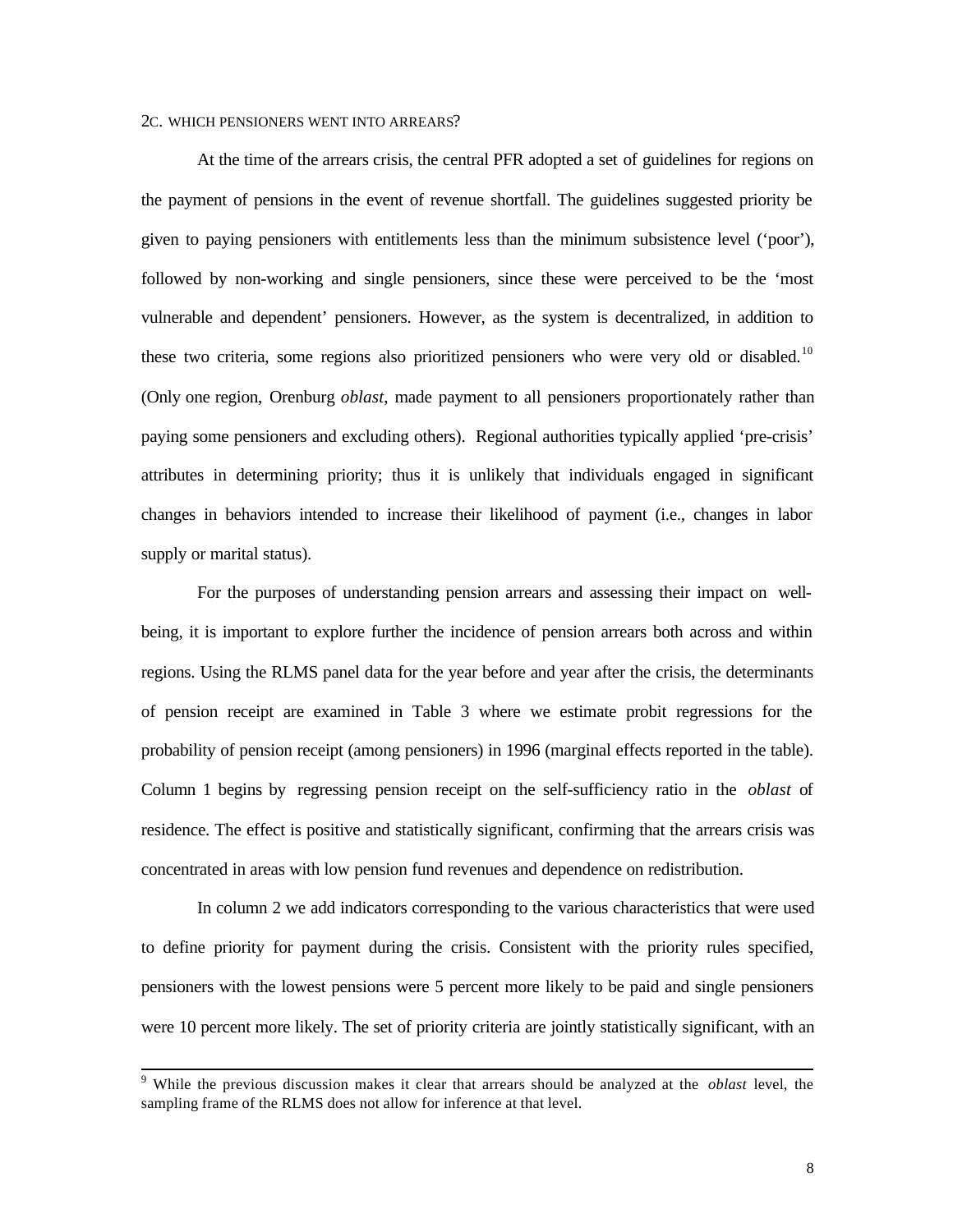### 2C. WHICH PENSIONERS WENT INTO ARREARS?

At the time of the arrears crisis, the central PFR adopted a set of guidelines for regions on the payment of pensions in the event of revenue shortfall. The guidelines suggested priority be given to paying pensioners with entitlements less than the minimum subsistence level ('poor'), followed by non-working and single pensioners, since these were perceived to be the 'most vulnerable and dependent' pensioners. However, as the system is decentralized, in addition to these two criteria, some regions also prioritized pensioners who were very old or disabled.[10] (Only one region, Orenburg *oblast*, made payment to all pensioners proportionately rather than paying some pensioners and excluding others). Regional authorities typically applied 'pre-crisis' attributes in determining priority; thus it is unlikely that individuals engaged in significant changes in behaviors intended to increase their likelihood of payment (i.e., changes in labor supply or marital status).

For the purposes of understanding pension arrears and assessing their impact on well-being, it is important to explore further the incidence of pension arrears both across and within regions. Using the RLMS panel data for the year before and year after the crisis, the determinants of pension receipt are examined in Table 3 where we estimate probit regressions for the probability of pension receipt (among pensioners) in 1996 (marginal effects reported in the table). Column 1 begins by regressing pension receipt on the self-sufficiency ratio in the *oblast* of residence. The effect is positive and statistically significant, confirming that the arrears crisis was concentrated in areas with low pension fund revenues and dependence on redistribution.

In column 2 we add indicators corresponding to the various characteristics that were used to define priority for payment during the crisis. Consistent with the priority rules specified, pensioners with the lowest pensions were 5 percent more likely to be paid and single pensioners were 10 percent more likely. The set of priority criteria are jointly statistically significant, with an

[9] While the previous discussion makes it clear that arrears should be analyzed at the *oblast* level, the sampling frame of the RLMS does not allow for inference at that level.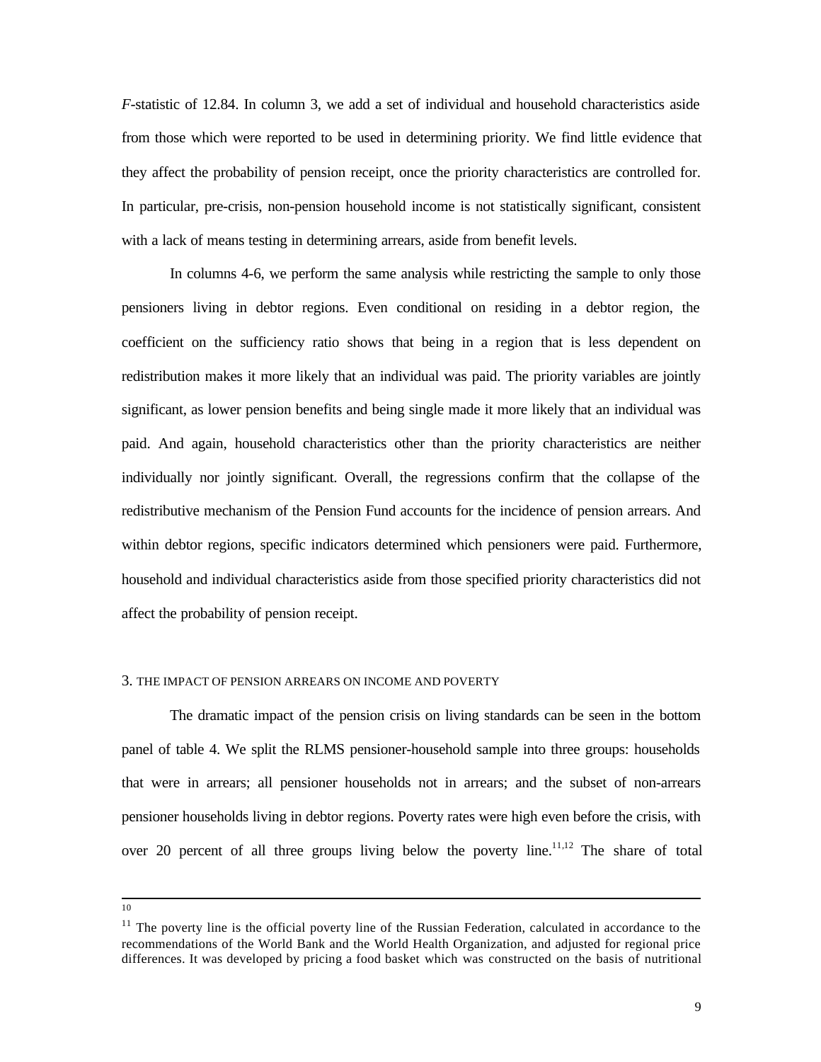*F*-statistic of 12.84. In column 3, we add a set of individual and household characteristics aside from those which were reported to be used in determining priority. We find little evidence that they affect the probability of pension receipt, once the priority characteristics are controlled for. In particular, pre-crisis, non-pension household income is not statistically significant, consistent with a lack of means testing in determining arrears, aside from benefit levels.

In columns 4-6, we perform the same analysis while restricting the sample to only those pensioners living in debtor regions. Even conditional on residing in a debtor region, the coefficient on the sufficiency ratio shows that being in a region that is less dependent on redistribution makes it more likely that an individual was paid. The priority variables are jointly significant, as lower pension benefits and being single made it more likely that an individual was paid. And again, household characteristics other than the priority characteristics are neither individually nor jointly significant. Overall, the regressions confirm that the collapse of the redistributive mechanism of the Pension Fund accounts for the incidence of pension arrears. And within debtor regions, specific indicators determined which pensioners were paid. Furthermore, household and individual characteristics aside from those specified priority characteristics did not affect the probability of pension receipt.

## 3. THE IMPACT OF PENSION ARREARS ON INCOME AND POVERTY

The dramatic impact of the pension crisis on living standards can be seen in the bottom panel of table 4. We split the RLMS pensioner-household sample into three groups: households that were in arrears; all pensioner households not in arrears; and the subset of non-arrears pensioner households living in debtor regions. Poverty rates were high even before the crisis, with over 20 percent of all three groups living below the poverty line.[11,12] The share of total

---

[10]

[11] The poverty line is the official poverty line of the Russian Federation, calculated in accordance to the recommendations of the World Bank and the World Health Organization, and adjusted for regional price differences. It was developed by pricing a food basket which was constructed on the basis of nutritional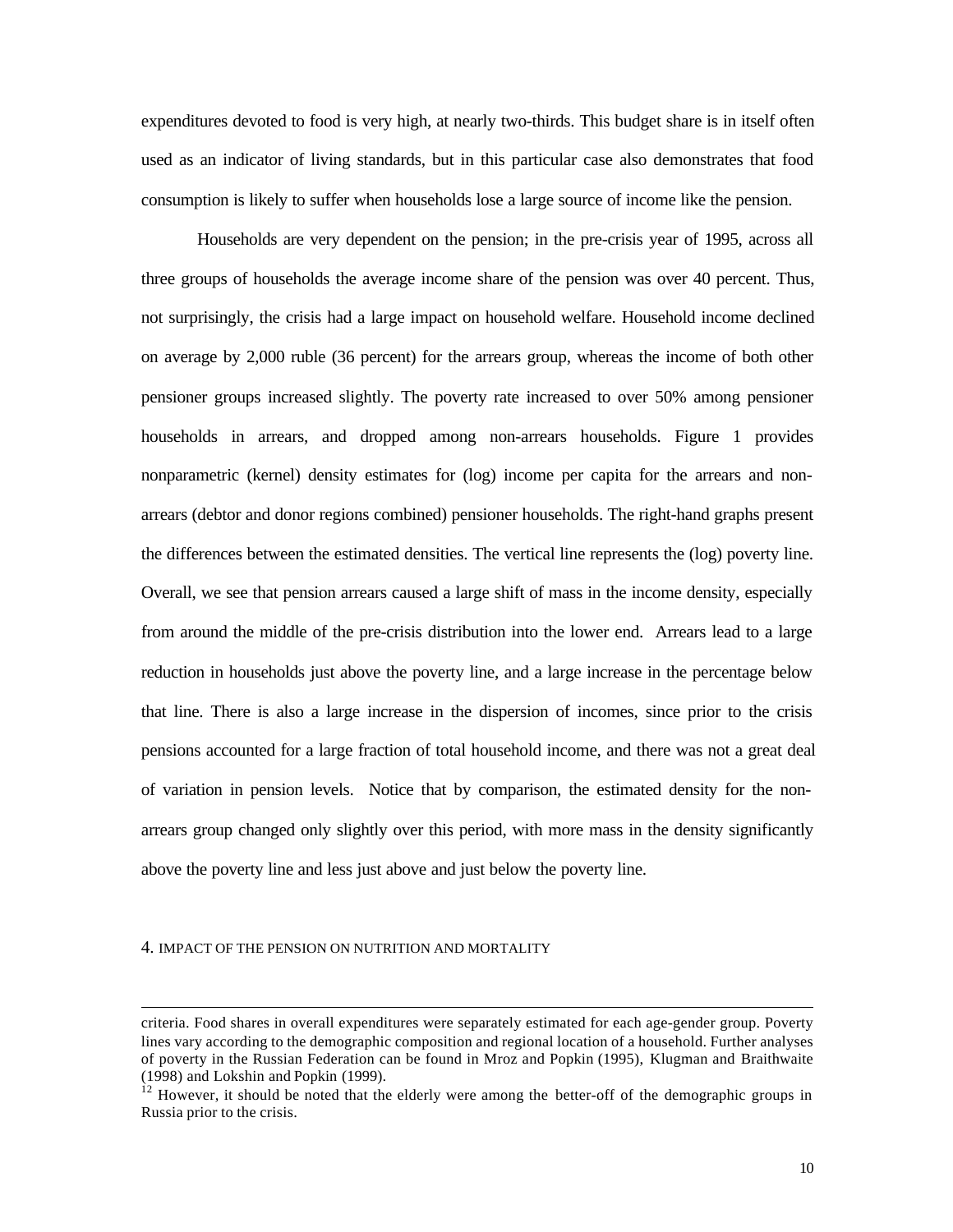expenditures devoted to food is very high, at nearly two-thirds. This budget share is in itself often used as an indicator of living standards, but in this particular case also demonstrates that food consumption is likely to suffer when households lose a large source of income like the pension.

Households are very dependent on the pension; in the pre-crisis year of 1995, across all three groups of households the average income share of the pension was over 40 percent. Thus, not surprisingly, the crisis had a large impact on household welfare. Household income declined on average by 2,000 ruble (36 percent) for the arrears group, whereas the income of both other pensioner groups increased slightly. The poverty rate increased to over 50% among pensioner households in arrears, and dropped among non-arrears households. Figure 1 provides nonparametric (kernel) density estimates for (log) income per capita for the arrears and non-arrears (debtor and donor regions combined) pensioner households. The right-hand graphs present the differences between the estimated densities. The vertical line represents the (log) poverty line. Overall, we see that pension arrears caused a large shift of mass in the income density, especially from around the middle of the pre-crisis distribution into the lower end. Arrears lead to a large reduction in households just above the poverty line, and a large increase in the percentage below that line. There is also a large increase in the dispersion of incomes, since prior to the crisis pensions accounted for a large fraction of total household income, and there was not a great deal of variation in pension levels. Notice that by comparison, the estimated density for the non-arrears group changed only slightly over this period, with more mass in the density significantly above the poverty line and less just above and just below the poverty line.

## 4. IMPACT OF THE PENSION ON NUTRITION AND MORTALITY

---

criteria. Food shares in overall expenditures were separately estimated for each age-gender group. Poverty lines vary according to the demographic composition and regional location of a household. Further analyses of poverty in the Russian Federation can be found in Mroz and Popkin (1995), Klugman and Braithwaite (1998) and Lokshin and Popkin (1999).

[12] However, it should be noted that the elderly were among the better-off of the demographic groups in Russia prior to the crisis.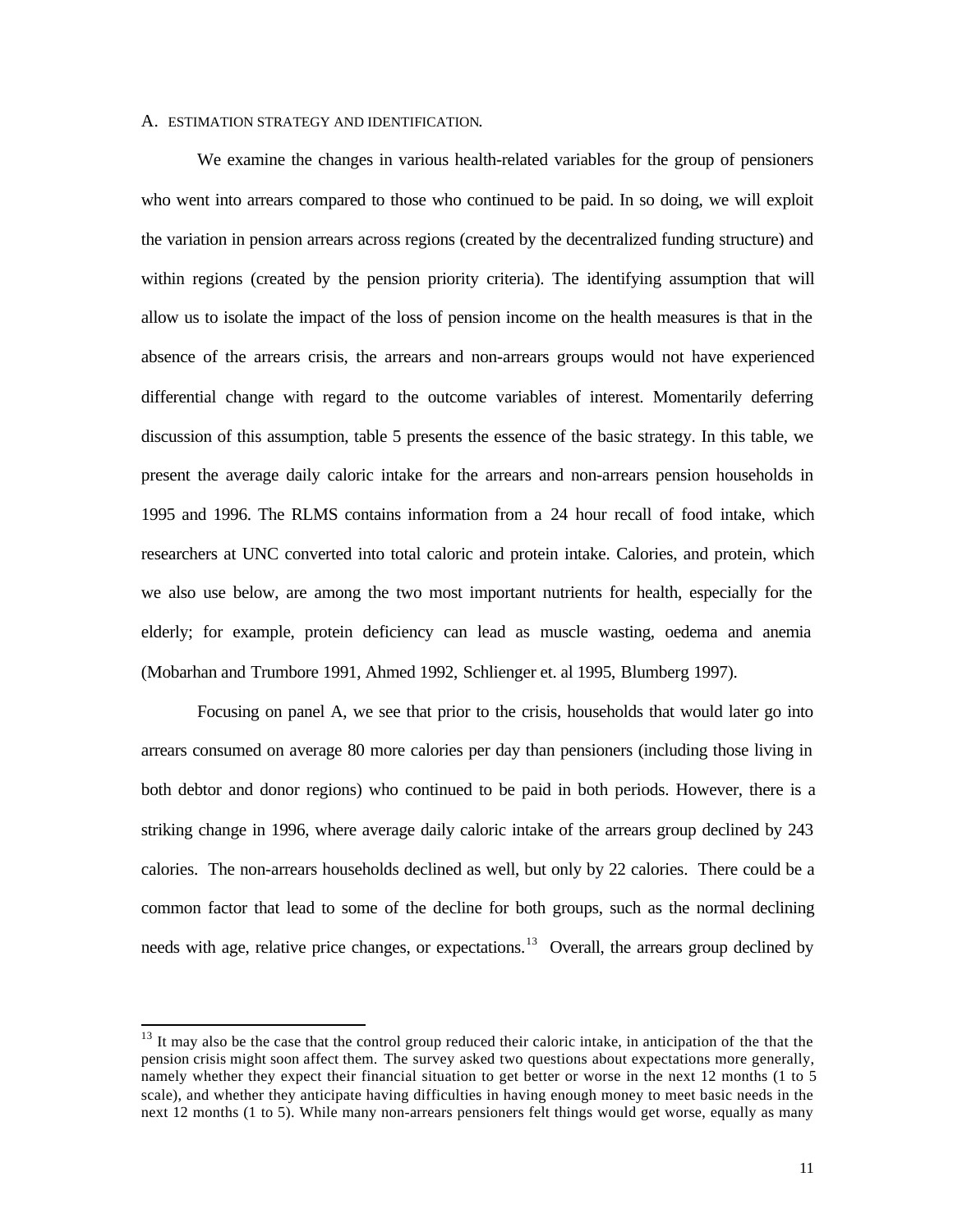### A. ESTIMATION STRATEGY AND IDENTIFICATION.

We examine the changes in various health-related variables for the group of pensioners who went into arrears compared to those who continued to be paid. In so doing, we will exploit the variation in pension arrears across regions (created by the decentralized funding structure) and within regions (created by the pension priority criteria). The identifying assumption that will allow us to isolate the impact of the loss of pension income on the health measures is that in the absence of the arrears crisis, the arrears and non-arrears groups would not have experienced differential change with regard to the outcome variables of interest. Momentarily deferring discussion of this assumption, table 5 presents the essence of the basic strategy. In this table, we present the average daily caloric intake for the arrears and non-arrears pension households in 1995 and 1996. The RLMS contains information from a 24 hour recall of food intake, which researchers at UNC converted into total caloric and protein intake. Calories, and protein, which we also use below, are among the two most important nutrients for health, especially for the elderly; for example, protein deficiency can lead as muscle wasting, oedema and anemia (Mobarhan and Trumbore 1991, Ahmed 1992, Schlienger et. al 1995, Blumberg 1997).

Focusing on panel A, we see that prior to the crisis, households that would later go into arrears consumed on average 80 more calories per day than pensioners (including those living in both debtor and donor regions) who continued to be paid in both periods. However, there is a striking change in 1996, where average daily caloric intake of the arrears group declined by 243 calories. The non-arrears households declined as well, but only by 22 calories. There could be a common factor that lead to some of the decline for both groups, such as the normal declining needs with age, relative price changes, or expectations.[13] Overall, the arrears group declined by

---

[13] It may also be the case that the control group reduced their caloric intake, in anticipation of the that the pension crisis might soon affect them. The survey asked two questions about expectations more generally, namely whether they expect their financial situation to get better or worse in the next 12 months (1 to 5 scale), and whether they anticipate having difficulties in having enough money to meet basic needs in the next 12 months (1 to 5). While many non-arrears pensioners felt things would get worse, equally as many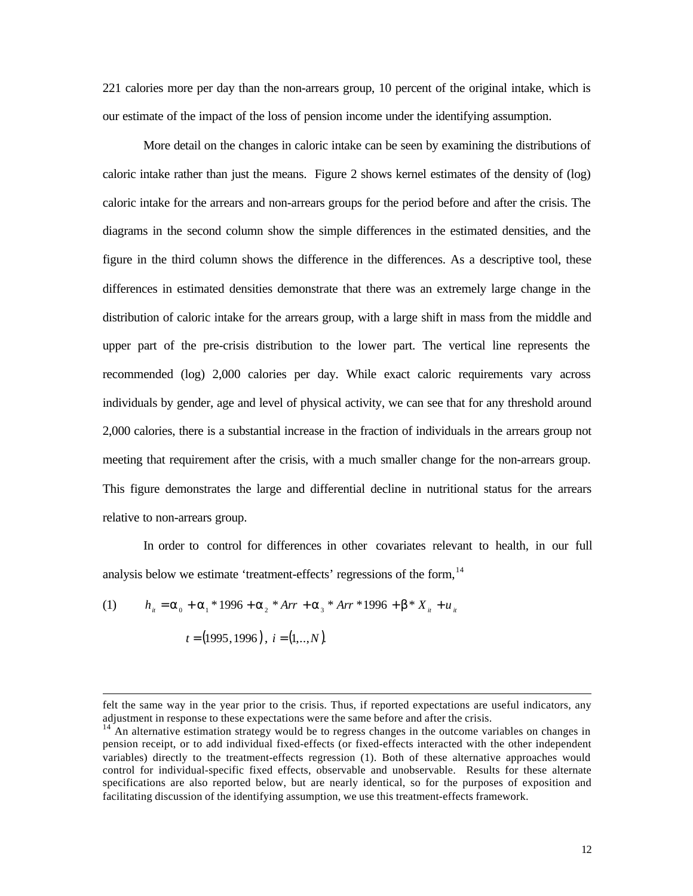221 calories more per day than the non-arrears group, 10 percent of the original intake, which is our estimate of the impact of the loss of pension income under the identifying assumption.

More detail on the changes in caloric intake can be seen by examining the distributions of caloric intake rather than just the means. Figure 2 shows kernel estimates of the density of (log) caloric intake for the arrears and non-arrears groups for the period before and after the crisis. The diagrams in the second column show the simple differences in the estimated densities, and the figure in the third column shows the difference in the differences. As a descriptive tool, these differences in estimated densities demonstrate that there was an extremely large change in the distribution of caloric intake for the arrears group, with a large shift in mass from the middle and upper part of the pre-crisis distribution to the lower part. The vertical line represents the recommended (log) 2,000 calories per day. While exact caloric requirements vary across individuals by gender, age and level of physical activity, we can see that for any threshold around 2,000 calories, there is a substantial increase in the fraction of individuals in the arrears group not meeting that requirement after the crisis, with a much smaller change for the non-arrears group. This figure demonstrates the large and differential decline in nutritional status for the arrears relative to non-arrears group.

In order to control for differences in other covariates relevant to health, in our full analysis below we estimate 'treatment-effects' regressions of the form,[14]

(1) $$h_{it} = \alpha_0 + \alpha_1 * 1996 + \alpha_2 * Arr + \alpha_3 * Arr * 1996 + \beta * X_{it} + u_{it}$$

$$t = (1995, 1996),\ i = (1,..,N).$$

---

felt the same way in the year prior to the crisis. Thus, if reported expectations are useful indicators, any adjustment in response to these expectations were the same before and after the crisis.

[14] An alternative estimation strategy would be to regress changes in the outcome variables on changes in pension receipt, or to add individual fixed-effects (or fixed-effects interacted with the other independent variables) directly to the treatment-effects regression (1). Both of these alternative approaches would control for individual-specific fixed effects, observable and unobservable. Results for these alternate specifications are also reported below, but are nearly identical, so for the purposes of exposition and facilitating discussion of the identifying assumption, we use this treatment-effects framework.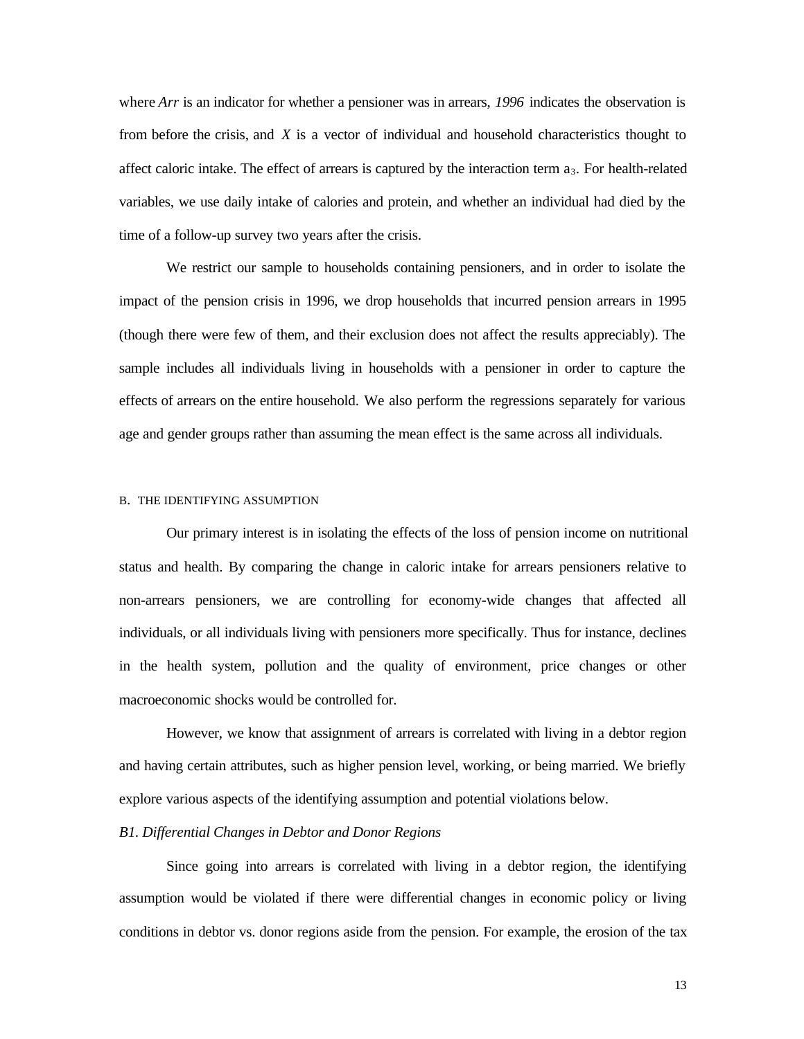where *Arr* is an indicator for whether a pensioner was in arrears, *1996* indicates the observation is from before the crisis, and *X* is a vector of individual and household characteristics thought to affect caloric intake. The effect of arrears is captured by the interaction term $a_3$. For health-related variables, we use daily intake of calories and protein, and whether an individual had died by the time of a follow-up survey two years after the crisis.

We restrict our sample to households containing pensioners, and in order to isolate the impact of the pension crisis in 1996, we drop households that incurred pension arrears in 1995 (though there were few of them, and their exclusion does not affect the results appreciably). The sample includes all individuals living in households with a pensioner in order to capture the effects of arrears on the entire household. We also perform the regressions separately for various age and gender groups rather than assuming the mean effect is the same across all individuals.

### B. THE IDENTIFYING ASSUMPTION

Our primary interest is in isolating the effects of the loss of pension income on nutritional status and health. By comparing the change in caloric intake for arrears pensioners relative to non-arrears pensioners, we are controlling for economy-wide changes that affected all individuals, or all individuals living with pensioners more specifically. Thus for instance, declines in the health system, pollution and the quality of environment, price changes or other macroeconomic shocks would be controlled for.

However, we know that assignment of arrears is correlated with living in a debtor region and having certain attributes, such as higher pension level, working, or being married. We briefly explore various aspects of the identifying assumption and potential violations below.

#### *B1. Differential Changes in Debtor and Donor Regions*

Since going into arrears is correlated with living in a debtor region, the identifying assumption would be violated if there were differential changes in economic policy or living conditions in debtor vs. donor regions aside from the pension. For example, the erosion of the tax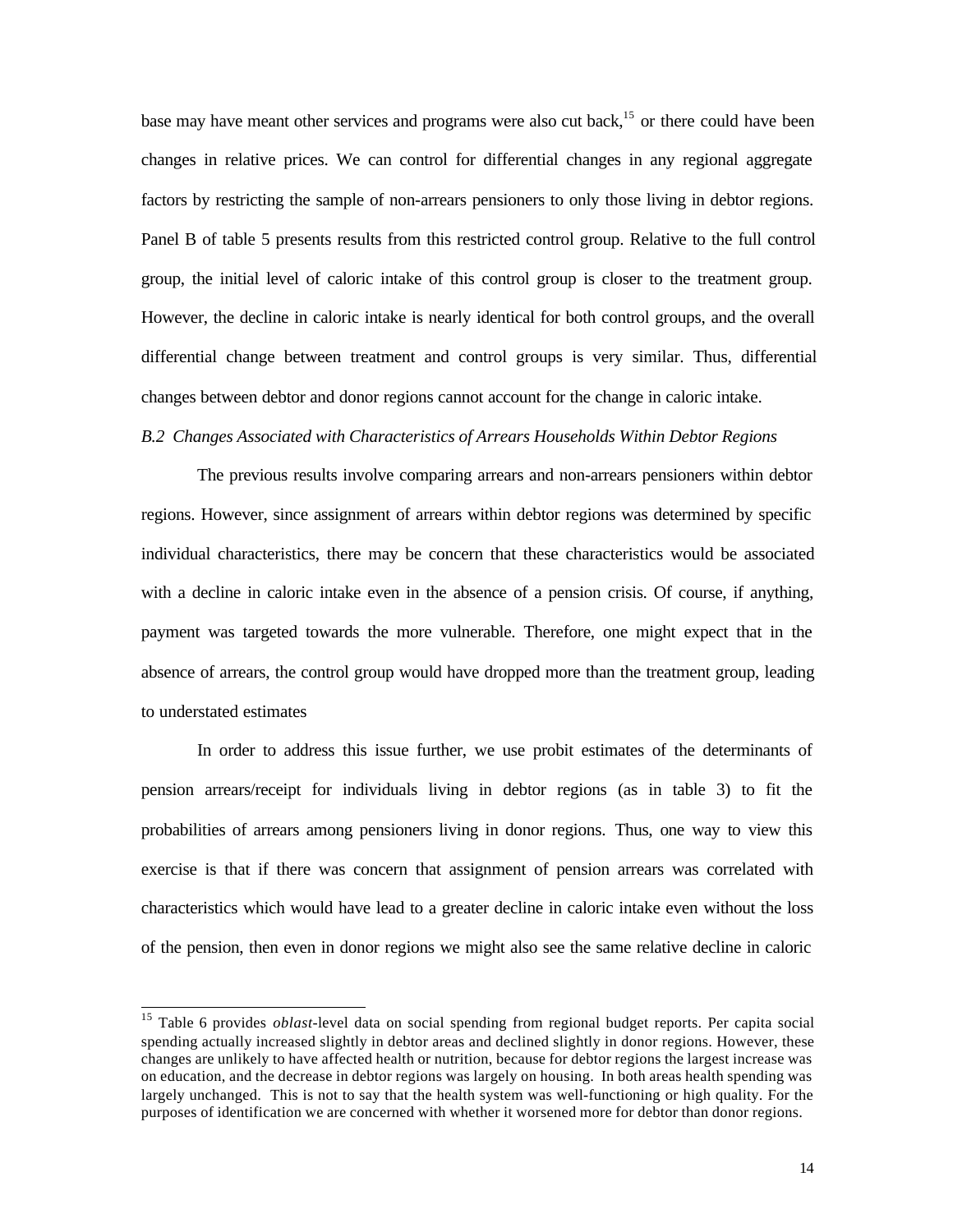base may have meant other services and programs were also cut back,[15] or there could have been changes in relative prices. We can control for differential changes in any regional aggregate factors by restricting the sample of non-arrears pensioners to only those living in debtor regions. Panel B of table 5 presents results from this restricted control group. Relative to the full control group, the initial level of caloric intake of this control group is closer to the treatment group. However, the decline in caloric intake is nearly identical for both control groups, and the overall differential change between treatment and control groups is very similar. Thus, differential changes between debtor and donor regions cannot account for the change in caloric intake.

*B.2 Changes Associated with Characteristics of Arrears Households Within Debtor Regions*

The previous results involve comparing arrears and non-arrears pensioners within debtor regions. However, since assignment of arrears within debtor regions was determined by specific individual characteristics, there may be concern that these characteristics would be associated with a decline in caloric intake even in the absence of a pension crisis. Of course, if anything, payment was targeted towards the more vulnerable. Therefore, one might expect that in the absence of arrears, the control group would have dropped more than the treatment group, leading to understated estimates

In order to address this issue further, we use probit estimates of the determinants of pension arrears/receipt for individuals living in debtor regions (as in table 3) to fit the probabilities of arrears among pensioners living in donor regions. Thus, one way to view this exercise is that if there was concern that assignment of pension arrears was correlated with characteristics which would have lead to a greater decline in caloric intake even without the loss of the pension, then even in donor regions we might also see the same relative decline in caloric

---

[15] Table 6 provides *oblast*-level data on social spending from regional budget reports. Per capita social spending actually increased slightly in debtor areas and declined slightly in donor regions. However, these changes are unlikely to have affected health or nutrition, because for debtor regions the largest increase was on education, and the decrease in debtor regions was largely on housing. In both areas health spending was largely unchanged. This is not to say that the health system was well-functioning or high quality. For the purposes of identification we are concerned with whether it worsened more for debtor than donor regions.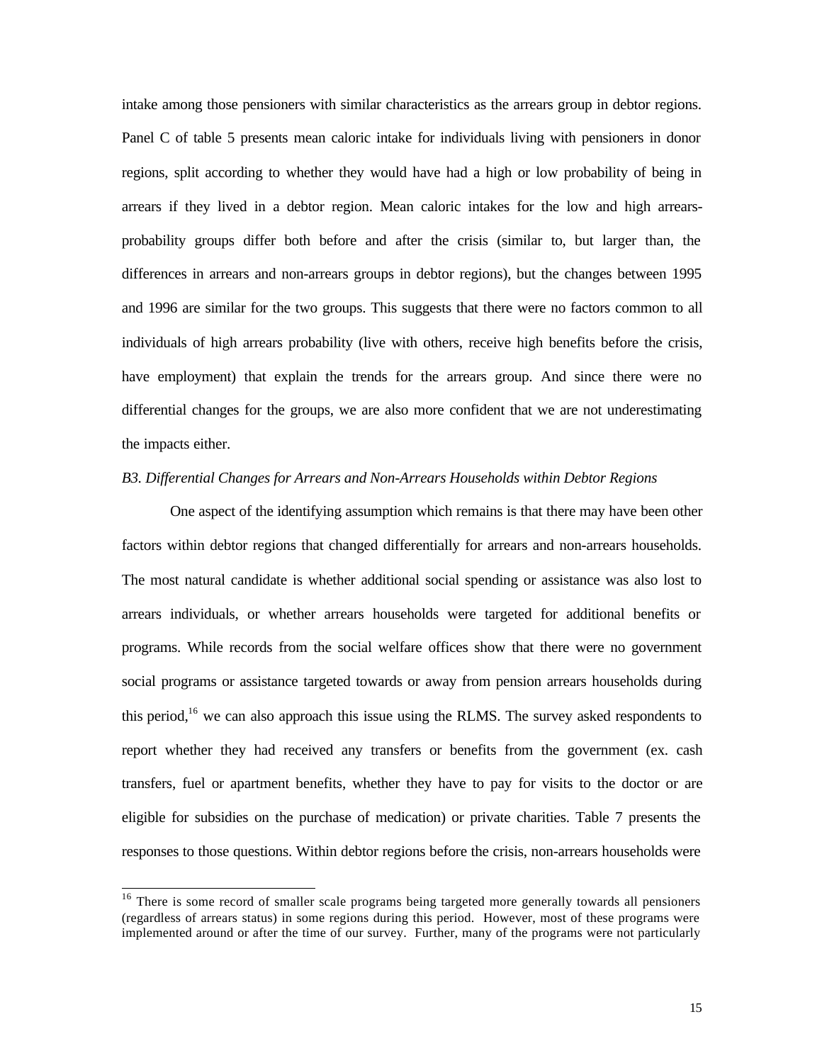intake among those pensioners with similar characteristics as the arrears group in debtor regions. Panel C of table 5 presents mean caloric intake for individuals living with pensioners in donor regions, split according to whether they would have had a high or low probability of being in arrears if they lived in a debtor region. Mean caloric intakes for the low and high arrears-probability groups differ both before and after the crisis (similar to, but larger than, the differences in arrears and non-arrears groups in debtor regions), but the changes between 1995 and 1996 are similar for the two groups. This suggests that there were no factors common to all individuals of high arrears probability (live with others, receive high benefits before the crisis, have employment) that explain the trends for the arrears group. And since there were no differential changes for the groups, we are also more confident that we are not underestimating the impacts either.

*B3. Differential Changes for Arrears and Non-Arrears Households within Debtor Regions*

One aspect of the identifying assumption which remains is that there may have been other factors within debtor regions that changed differentially for arrears and non-arrears households. The most natural candidate is whether additional social spending or assistance was also lost to arrears individuals, or whether arrears households were targeted for additional benefits or programs. While records from the social welfare offices show that there were no government social programs or assistance targeted towards or away from pension arrears households during this period,[16] we can also approach this issue using the RLMS. The survey asked respondents to report whether they had received any transfers or benefits from the government (ex. cash transfers, fuel or apartment benefits, whether they have to pay for visits to the doctor or are eligible for subsidies on the purchase of medication) or private charities. Table 7 presents the responses to those questions. Within debtor regions before the crisis, non-arrears households were

[16] There is some record of smaller scale programs being targeted more generally towards all pensioners (regardless of arrears status) in some regions during this period. However, most of these programs were implemented around or after the time of our survey. Further, many of the programs were not particularly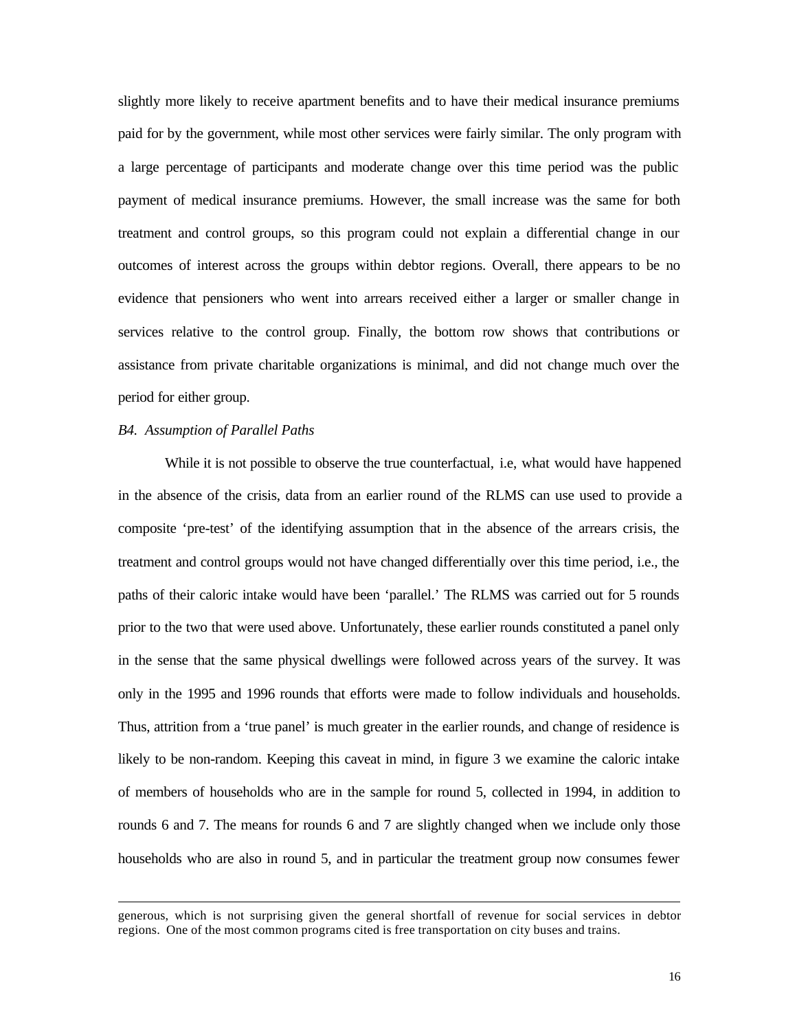slightly more likely to receive apartment benefits and to have their medical insurance premiums paid for by the government, while most other services were fairly similar. The only program with a large percentage of participants and moderate change over this time period was the public payment of medical insurance premiums. However, the small increase was the same for both treatment and control groups, so this program could not explain a differential change in our outcomes of interest across the groups within debtor regions. Overall, there appears to be no evidence that pensioners who went into arrears received either a larger or smaller change in services relative to the control group. Finally, the bottom row shows that contributions or assistance from private charitable organizations is minimal, and did not change much over the period for either group.

*B4. Assumption of Parallel Paths*

While it is not possible to observe the true counterfactual, i.e, what would have happened in the absence of the crisis, data from an earlier round of the RLMS can use used to provide a composite 'pre-test' of the identifying assumption that in the absence of the arrears crisis, the treatment and control groups would not have changed differentially over this time period, i.e., the paths of their caloric intake would have been 'parallel.' The RLMS was carried out for 5 rounds prior to the two that were used above. Unfortunately, these earlier rounds constituted a panel only in the sense that the same physical dwellings were followed across years of the survey. It was only in the 1995 and 1996 rounds that efforts were made to follow individuals and households. Thus, attrition from a 'true panel' is much greater in the earlier rounds, and change of residence is likely to be non-random. Keeping this caveat in mind, in figure 3 we examine the caloric intake of members of households who are in the sample for round 5, collected in 1994, in addition to rounds 6 and 7. The means for rounds 6 and 7 are slightly changed when we include only those households who are also in round 5, and in particular the treatment group now consumes fewer

---

generous, which is not surprising given the general shortfall of revenue for social services in debtor regions. One of the most common programs cited is free transportation on city buses and trains.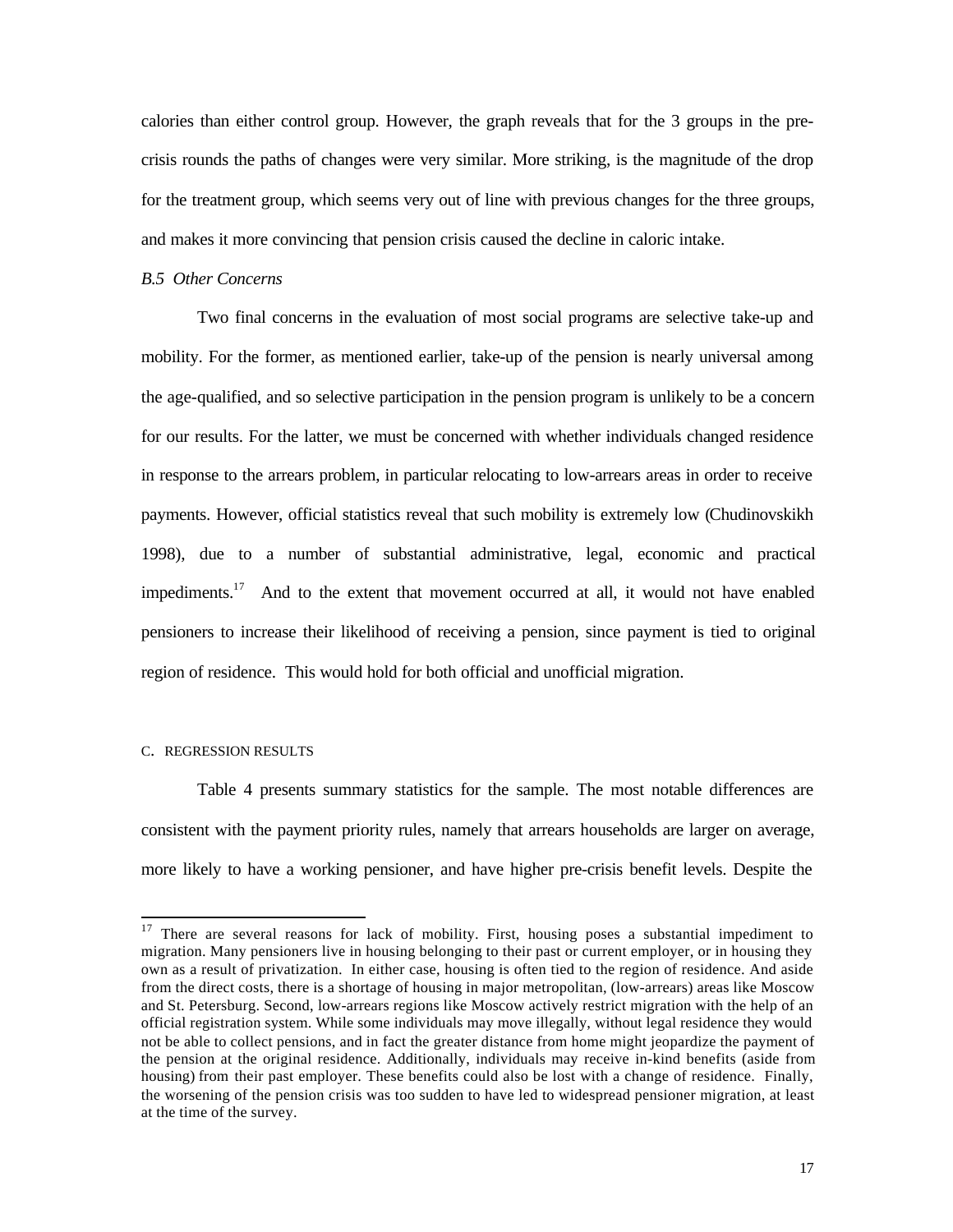calories than either control group. However, the graph reveals that for the 3 groups in the pre-crisis rounds the paths of changes were very similar. More striking, is the magnitude of the drop for the treatment group, which seems very out of line with previous changes for the three groups, and makes it more convincing that pension crisis caused the decline in caloric intake.

*B.5 Other Concerns*

Two final concerns in the evaluation of most social programs are selective take-up and mobility. For the former, as mentioned earlier, take-up of the pension is nearly universal among the age-qualified, and so selective participation in the pension program is unlikely to be a concern for our results. For the latter, we must be concerned with whether individuals changed residence in response to the arrears problem, in particular relocating to low-arrears areas in order to receive payments. However, official statistics reveal that such mobility is extremely low (Chudinovskikh 1998), due to a number of substantial administrative, legal, economic and practical impediments.[17] And to the extent that movement occurred at all, it would not have enabled pensioners to increase their likelihood of receiving a pension, since payment is tied to original region of residence. This would hold for both official and unofficial migration.

C. REGRESSION RESULTS

Table 4 presents summary statistics for the sample. The most notable differences are consistent with the payment priority rules, namely that arrears households are larger on average, more likely to have a working pensioner, and have higher pre-crisis benefit levels. Despite the

---

[17] There are several reasons for lack of mobility. First, housing poses a substantial impediment to migration. Many pensioners live in housing belonging to their past or current employer, or in housing they own as a result of privatization. In either case, housing is often tied to the region of residence. And aside from the direct costs, there is a shortage of housing in major metropolitan, (low-arrears) areas like Moscow and St. Petersburg. Second, low-arrears regions like Moscow actively restrict migration with the help of an official registration system. While some individuals may move illegally, without legal residence they would not be able to collect pensions, and in fact the greater distance from home might jeopardize the payment of the pension at the original residence. Additionally, individuals may receive in-kind benefits (aside from housing) from their past employer. These benefits could also be lost with a change of residence. Finally, the worsening of the pension crisis was too sudden to have led to widespread pensioner migration, at least at the time of the survey.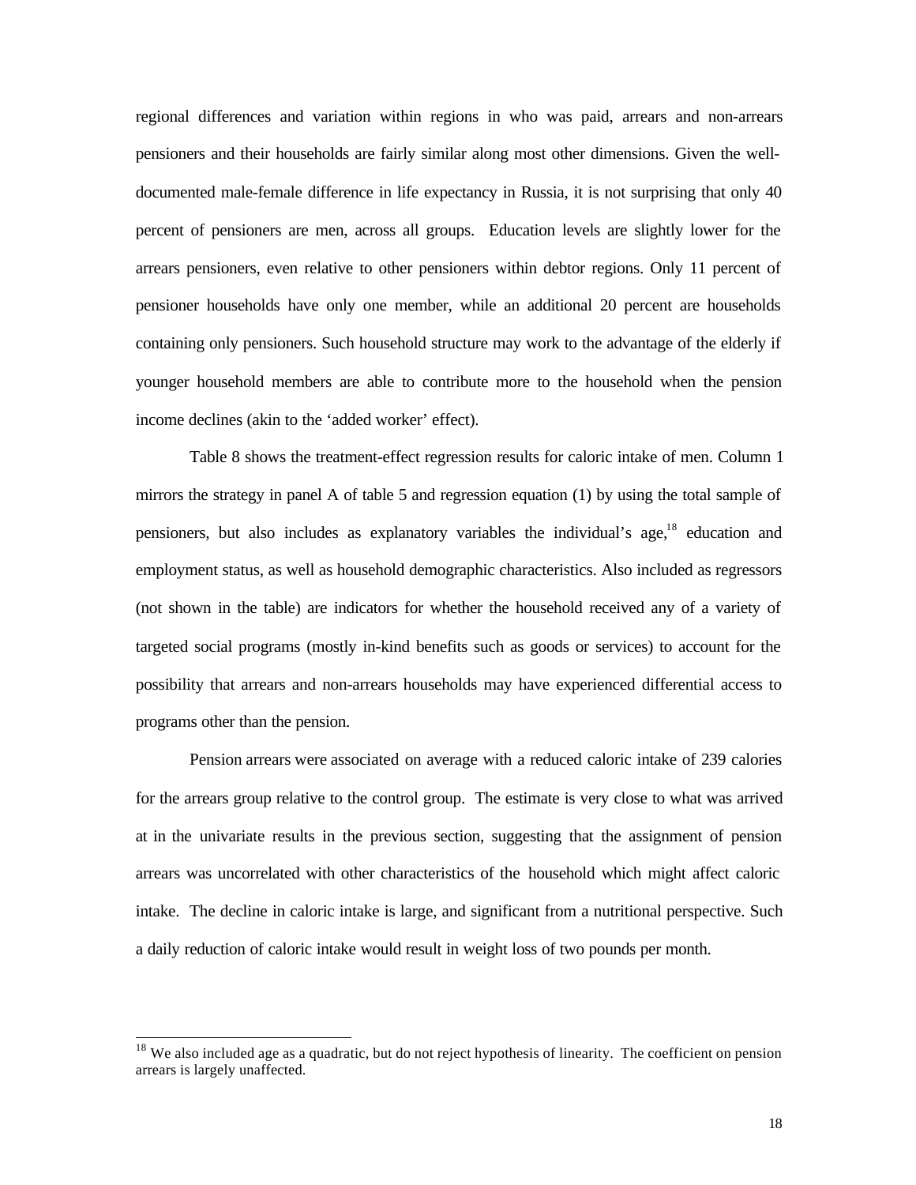regional differences and variation within regions in who was paid, arrears and non-arrears pensioners and their households are fairly similar along most other dimensions. Given the well-documented male-female difference in life expectancy in Russia, it is not surprising that only 40 percent of pensioners are men, across all groups. Education levels are slightly lower for the arrears pensioners, even relative to other pensioners within debtor regions. Only 11 percent of pensioner households have only one member, while an additional 20 percent are households containing only pensioners. Such household structure may work to the advantage of the elderly if younger household members are able to contribute more to the household when the pension income declines (akin to the 'added worker' effect).

Table 8 shows the treatment-effect regression results for caloric intake of men. Column 1 mirrors the strategy in panel A of table 5 and regression equation (1) by using the total sample of pensioners, but also includes as explanatory variables the individual's age,[18] education and employment status, as well as household demographic characteristics. Also included as regressors (not shown in the table) are indicators for whether the household received any of a variety of targeted social programs (mostly in-kind benefits such as goods or services) to account for the possibility that arrears and non-arrears households may have experienced differential access to programs other than the pension.

Pension arrears were associated on average with a reduced caloric intake of 239 calories for the arrears group relative to the control group. The estimate is very close to what was arrived at in the univariate results in the previous section, suggesting that the assignment of pension arrears was uncorrelated with other characteristics of the household which might affect caloric intake. The decline in caloric intake is large, and significant from a nutritional perspective. Such a daily reduction of caloric intake would result in weight loss of two pounds per month.

[18] We also included age as a quadratic, but do not reject hypothesis of linearity. The coefficient on pension arrears is largely unaffected.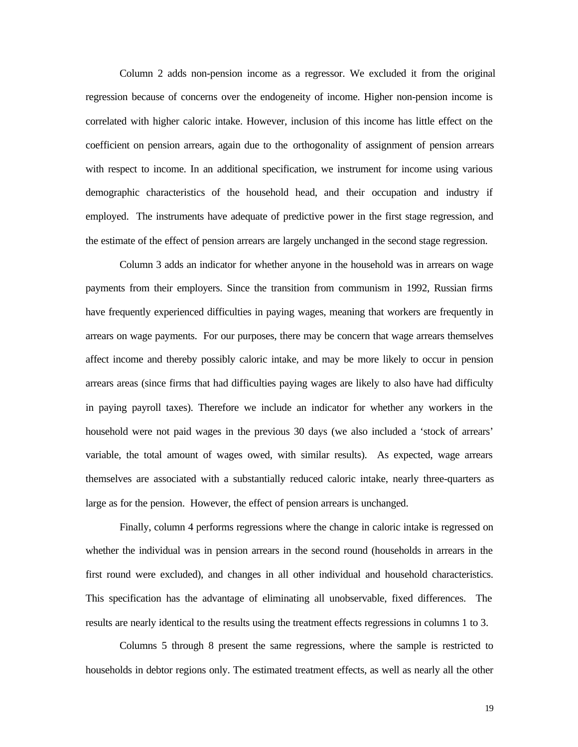Column 2 adds non-pension income as a regressor. We excluded it from the original regression because of concerns over the endogeneity of income. Higher non-pension income is correlated with higher caloric intake. However, inclusion of this income has little effect on the coefficient on pension arrears, again due to the orthogonality of assignment of pension arrears with respect to income. In an additional specification, we instrument for income using various demographic characteristics of the household head, and their occupation and industry if employed. The instruments have adequate of predictive power in the first stage regression, and the estimate of the effect of pension arrears are largely unchanged in the second stage regression.

Column 3 adds an indicator for whether anyone in the household was in arrears on wage payments from their employers. Since the transition from communism in 1992, Russian firms have frequently experienced difficulties in paying wages, meaning that workers are frequently in arrears on wage payments. For our purposes, there may be concern that wage arrears themselves affect income and thereby possibly caloric intake, and may be more likely to occur in pension arrears areas (since firms that had difficulties paying wages are likely to also have had difficulty in paying payroll taxes). Therefore we include an indicator for whether any workers in the household were not paid wages in the previous 30 days (we also included a 'stock of arrears' variable, the total amount of wages owed, with similar results). As expected, wage arrears themselves are associated with a substantially reduced caloric intake, nearly three-quarters as large as for the pension. However, the effect of pension arrears is unchanged.

Finally, column 4 performs regressions where the change in caloric intake is regressed on whether the individual was in pension arrears in the second round (households in arrears in the first round were excluded), and changes in all other individual and household characteristics. This specification has the advantage of eliminating all unobservable, fixed differences. The results are nearly identical to the results using the treatment effects regressions in columns 1 to 3.

Columns 5 through 8 present the same regressions, where the sample is restricted to households in debtor regions only. The estimated treatment effects, as well as nearly all the other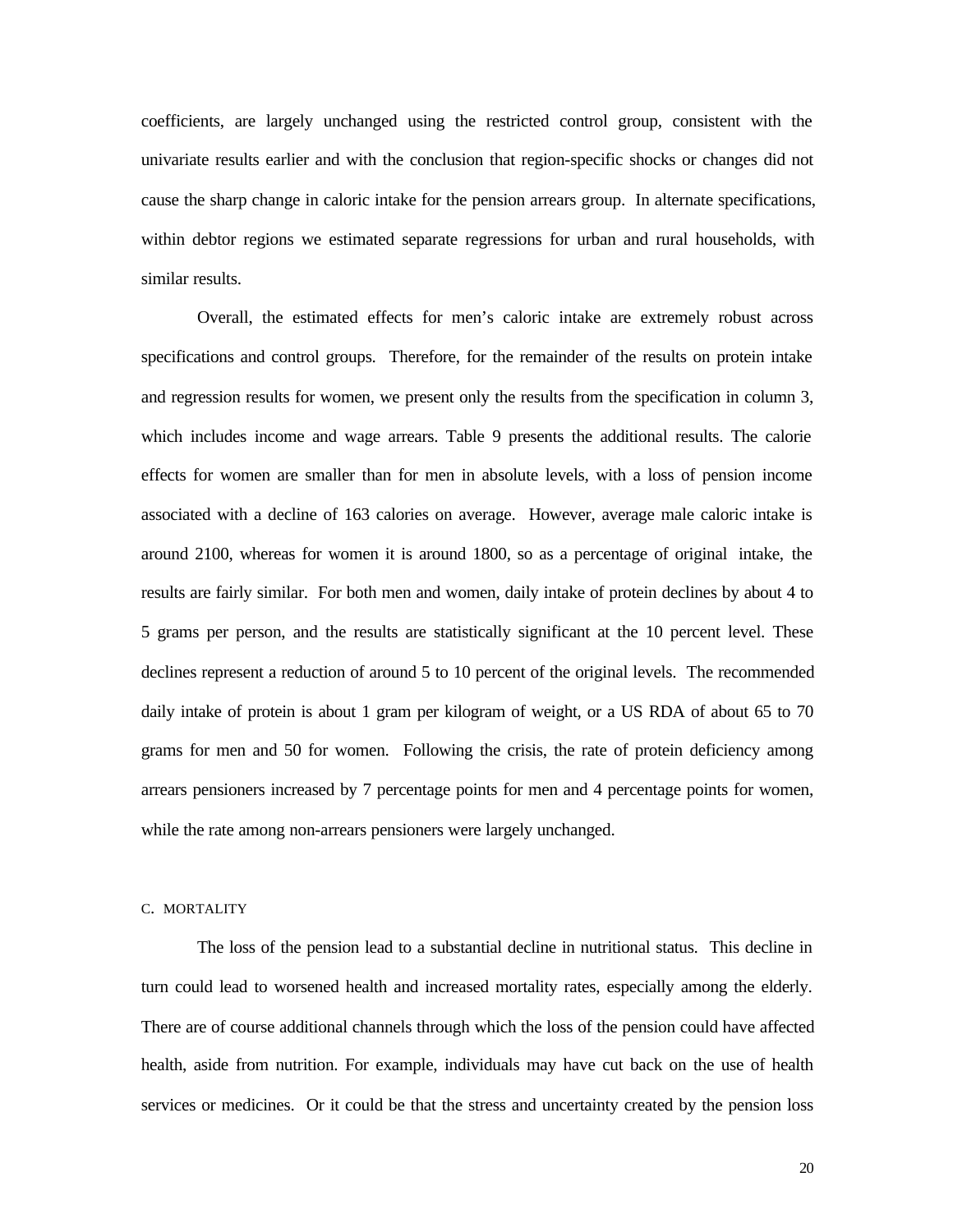coefficients, are largely unchanged using the restricted control group, consistent with the univariate results earlier and with the conclusion that region-specific shocks or changes did not cause the sharp change in caloric intake for the pension arrears group. In alternate specifications, within debtor regions we estimated separate regressions for urban and rural households, with similar results.

Overall, the estimated effects for men's caloric intake are extremely robust across specifications and control groups. Therefore, for the remainder of the results on protein intake and regression results for women, we present only the results from the specification in column 3, which includes income and wage arrears. Table 9 presents the additional results. The calorie effects for women are smaller than for men in absolute levels, with a loss of pension income associated with a decline of 163 calories on average. However, average male caloric intake is around 2100, whereas for women it is around 1800, so as a percentage of original intake, the results are fairly similar. For both men and women, daily intake of protein declines by about 4 to 5 grams per person, and the results are statistically significant at the 10 percent level. These declines represent a reduction of around 5 to 10 percent of the original levels. The recommended daily intake of protein is about 1 gram per kilogram of weight, or a US RDA of about 65 to 70 grams for men and 50 for women. Following the crisis, the rate of protein deficiency among arrears pensioners increased by 7 percentage points for men and 4 percentage points for women, while the rate among non-arrears pensioners were largely unchanged.

### C. MORTALITY

The loss of the pension lead to a substantial decline in nutritional status. This decline in turn could lead to worsened health and increased mortality rates, especially among the elderly. There are of course additional channels through which the loss of the pension could have affected health, aside from nutrition. For example, individuals may have cut back on the use of health services or medicines. Or it could be that the stress and uncertainty created by the pension loss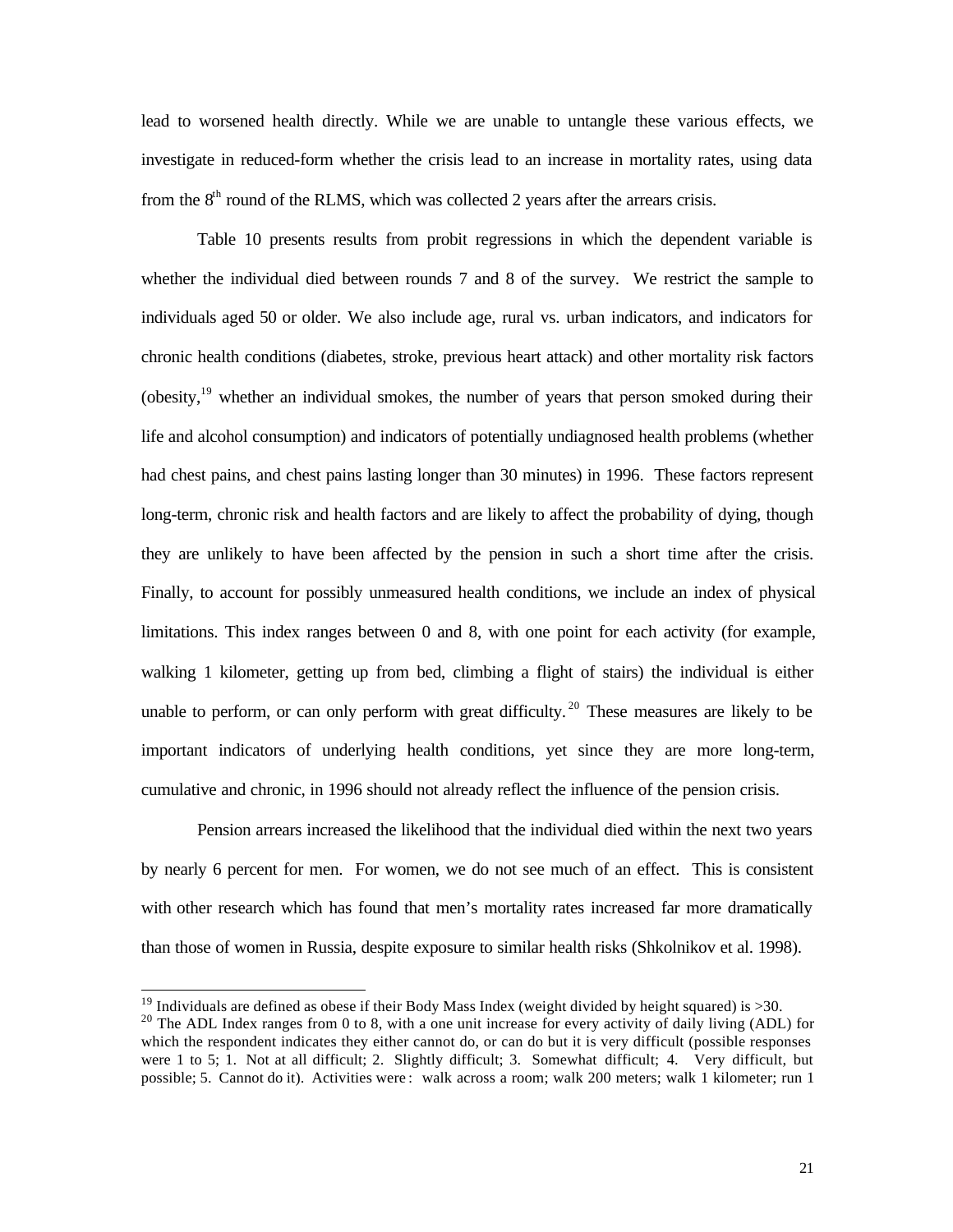lead to worsened health directly. While we are unable to untangle these various effects, we investigate in reduced-form whether the crisis lead to an increase in mortality rates, using data from the 8th round of the RLMS, which was collected 2 years after the arrears crisis.

Table 10 presents results from probit regressions in which the dependent variable is whether the individual died between rounds 7 and 8 of the survey. We restrict the sample to individuals aged 50 or older. We also include age, rural vs. urban indicators, and indicators for chronic health conditions (diabetes, stroke, previous heart attack) and other mortality risk factors (obesity,[19] whether an individual smokes, the number of years that person smoked during their life and alcohol consumption) and indicators of potentially undiagnosed health problems (whether had chest pains, and chest pains lasting longer than 30 minutes) in 1996. These factors represent long-term, chronic risk and health factors and are likely to affect the probability of dying, though they are unlikely to have been affected by the pension in such a short time after the crisis. Finally, to account for possibly unmeasured health conditions, we include an index of physical limitations. This index ranges between 0 and 8, with one point for each activity (for example, walking 1 kilometer, getting up from bed, climbing a flight of stairs) the individual is either unable to perform, or can only perform with great difficulty.[20] These measures are likely to be important indicators of underlying health conditions, yet since they are more long-term, cumulative and chronic, in 1996 should not already reflect the influence of the pension crisis.

Pension arrears increased the likelihood that the individual died within the next two years by nearly 6 percent for men. For women, we do not see much of an effect. This is consistent with other research which has found that men's mortality rates increased far more dramatically than those of women in Russia, despite exposure to similar health risks (Shkolnikov et al. 1998).

---

[19] Individuals are defined as obese if their Body Mass Index (weight divided by height squared) is >30.

[20] The ADL Index ranges from 0 to 8, with a one unit increase for every activity of daily living (ADL) for which the respondent indicates they either cannot do, or can do but it is very difficult (possible responses were 1 to 5; 1. Not at all difficult; 2. Slightly difficult; 3. Somewhat difficult; 4. Very difficult, but possible; 5. Cannot do it). Activities were: walk across a room; walk 200 meters; walk 1 kilometer; run 1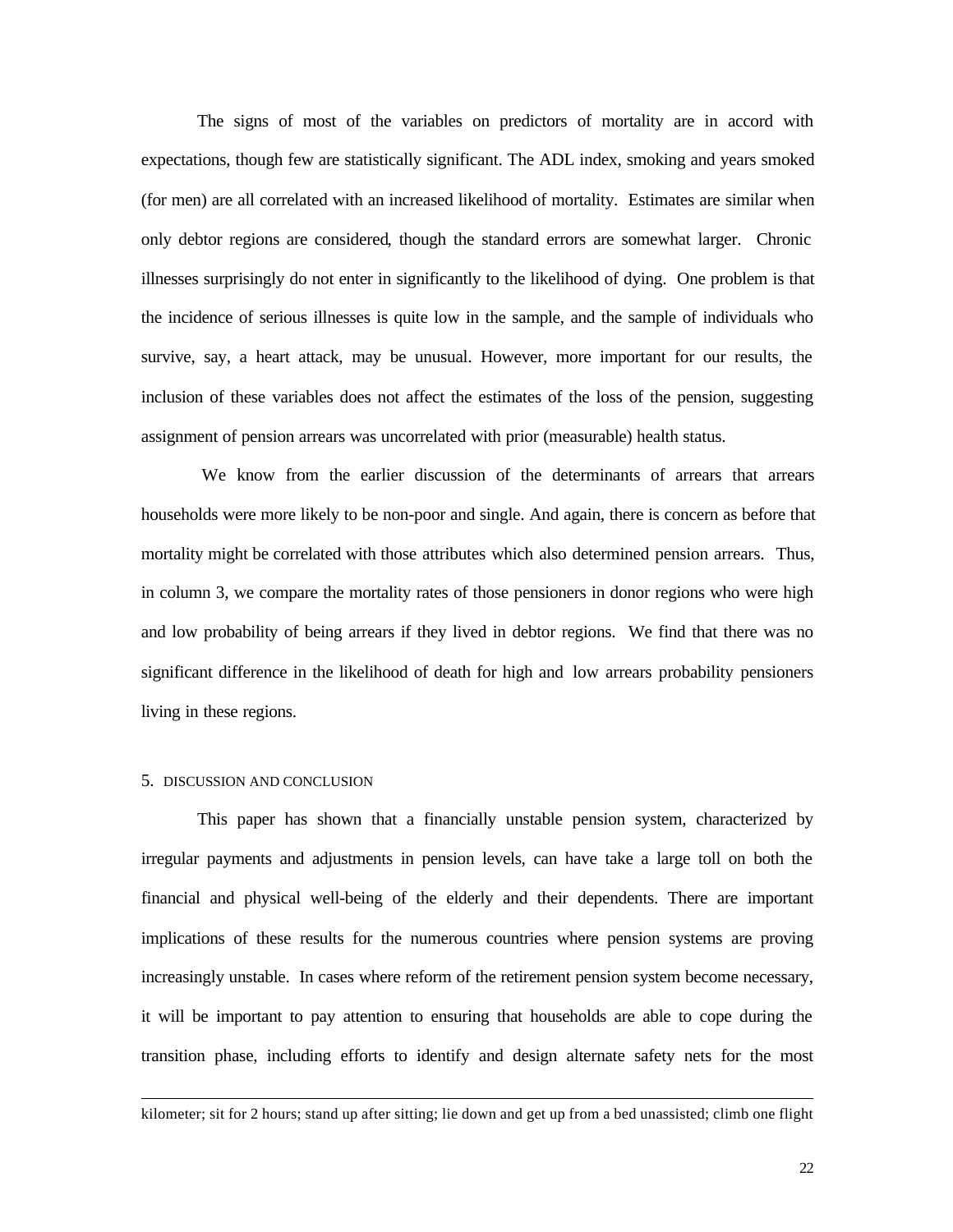The signs of most of the variables on predictors of mortality are in accord with expectations, though few are statistically significant. The ADL index, smoking and years smoked (for men) are all correlated with an increased likelihood of mortality. Estimates are similar when only debtor regions are considered, though the standard errors are somewhat larger. Chronic illnesses surprisingly do not enter in significantly to the likelihood of dying. One problem is that the incidence of serious illnesses is quite low in the sample, and the sample of individuals who survive, say, a heart attack, may be unusual. However, more important for our results, the inclusion of these variables does not affect the estimates of the loss of the pension, suggesting assignment of pension arrears was uncorrelated with prior (measurable) health status.

We know from the earlier discussion of the determinants of arrears that arrears households were more likely to be non-poor and single. And again, there is concern as before that mortality might be correlated with those attributes which also determined pension arrears. Thus, in column 3, we compare the mortality rates of those pensioners in donor regions who were high and low probability of being arrears if they lived in debtor regions. We find that there was no significant difference in the likelihood of death for high and low arrears probability pensioners living in these regions.

## 5. DISCUSSION AND CONCLUSION

This paper has shown that a financially unstable pension system, characterized by irregular payments and adjustments in pension levels, can have take a large toll on both the financial and physical well-being of the elderly and their dependents. There are important implications of these results for the numerous countries where pension systems are proving increasingly unstable. In cases where reform of the retirement pension system become necessary, it will be important to pay attention to ensuring that households are able to cope during the transition phase, including efforts to identify and design alternate safety nets for the most

---

kilometer; sit for 2 hours; stand up after sitting; lie down and get up from a bed unassisted; climb one flight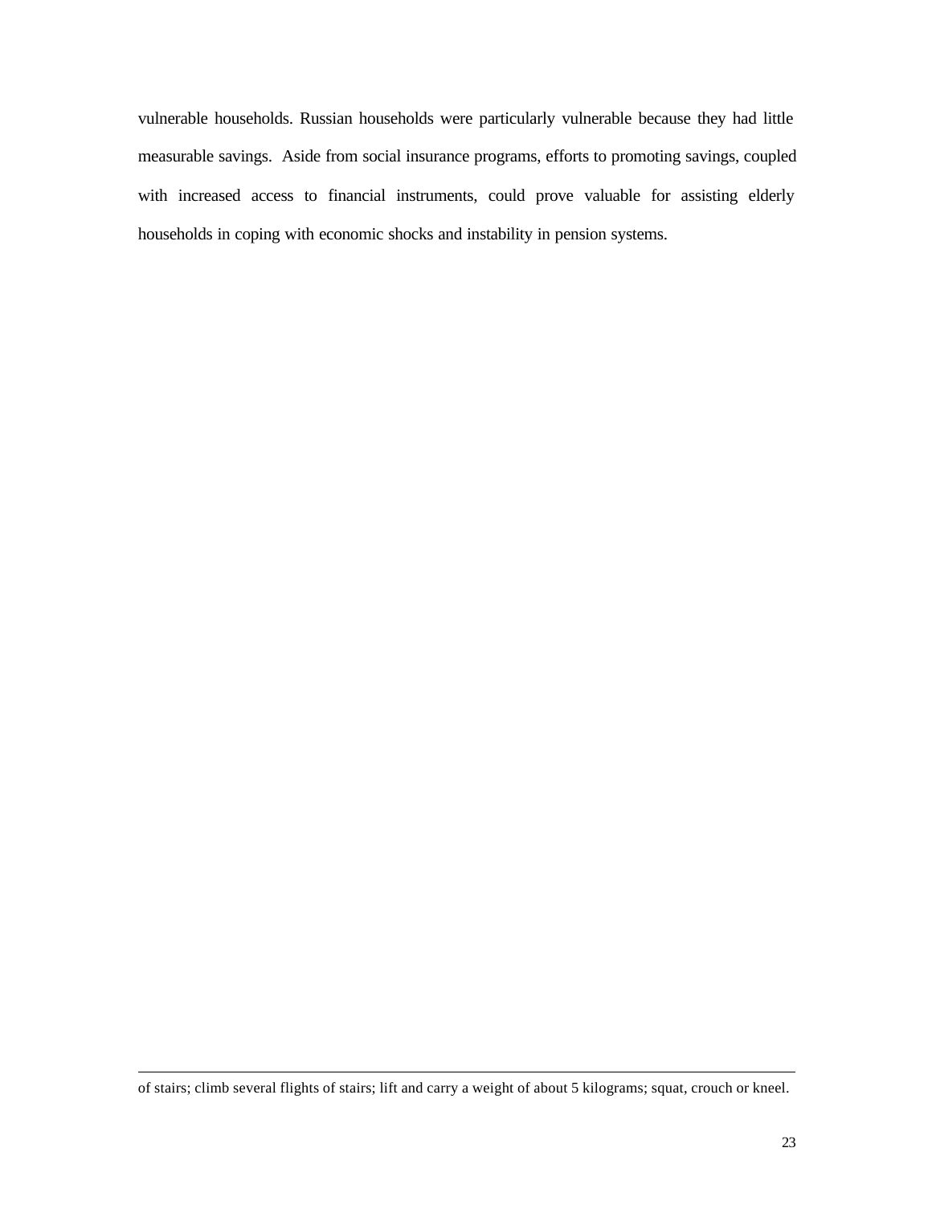vulnerable households. Russian households were particularly vulnerable because they had little measurable savings. Aside from social insurance programs, efforts to promoting savings, coupled with increased access to financial instruments, could prove valuable for assisting elderly households in coping with economic shocks and instability in pension systems.

---

of stairs; climb several flights of stairs; lift and carry a weight of about 5 kilograms; squat, crouch or kneel.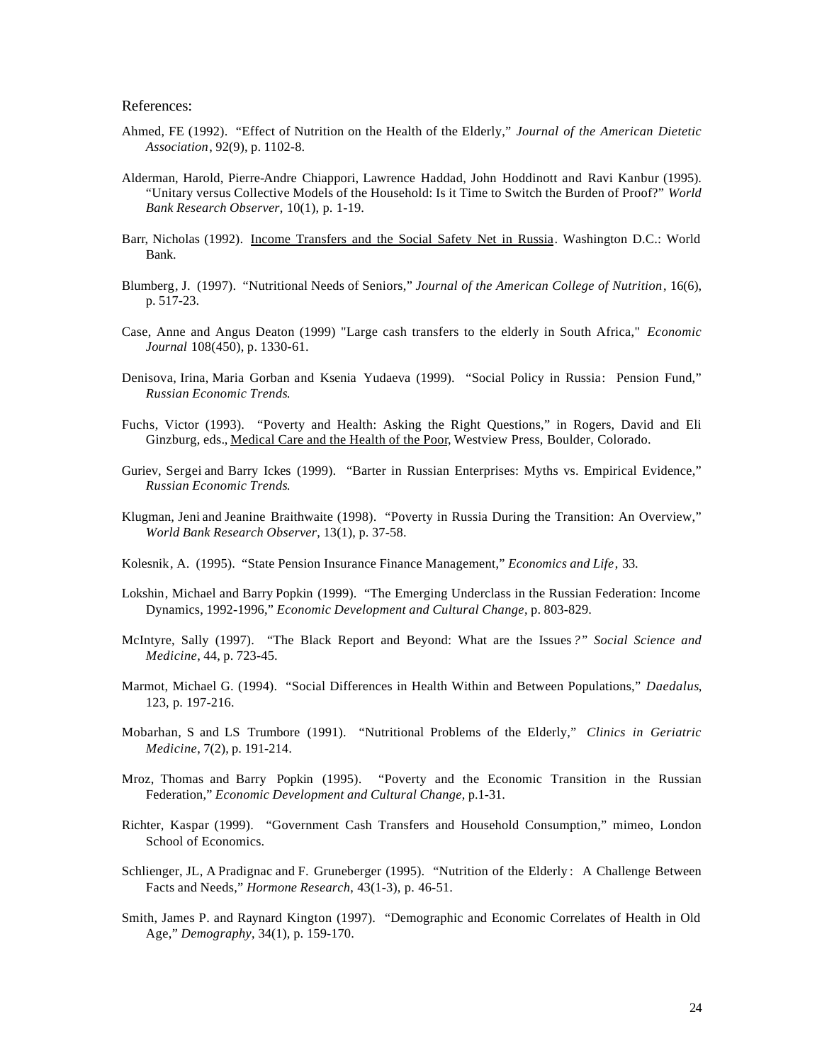References:

Ahmed, FE (1992). "Effect of Nutrition on the Health of the Elderly," *Journal of the American Dietetic Association*, 92(9), p. 1102-8.

Alderman, Harold, Pierre-Andre Chiappori, Lawrence Haddad, John Hoddinott and Ravi Kanbur (1995). "Unitary versus Collective Models of the Household: Is it Time to Switch the Burden of Proof?" *World Bank Research Observer*, 10(1), p. 1-19.

Barr, Nicholas (1992). <u>Income Transfers and the Social Safety Net in Russia</u>. Washington D.C.: World Bank.

Blumberg, J. (1997). "Nutritional Needs of Seniors," *Journal of the American College of Nutrition*, 16(6), p. 517-23.

Case, Anne and Angus Deaton (1999) "Large cash transfers to the elderly in South Africa," *Economic Journal* 108(450), p. 1330-61.

Denisova, Irina, Maria Gorban and Ksenia Yudaeva (1999). "Social Policy in Russia: Pension Fund," *Russian Economic Trends*.

Fuchs, Victor (1993). "Poverty and Health: Asking the Right Questions," in Rogers, David and Eli Ginzburg, eds., <u>Medical Care and the Health of the Poor</u>, Westview Press, Boulder, Colorado.

Guriev, Sergei and Barry Ickes (1999). "Barter in Russian Enterprises: Myths vs. Empirical Evidence," *Russian Economic Trends*.

Klugman, Jeni and Jeanine Braithwaite (1998). "Poverty in Russia During the Transition: An Overview," *World Bank Research Observer*, 13(1), p. 37-58.

Kolesnik, A. (1995). "State Pension Insurance Finance Management," *Economics and Life*, 33.

Lokshin, Michael and Barry Popkin (1999). "The Emerging Underclass in the Russian Federation: Income Dynamics, 1992-1996," *Economic Development and Cultural Change*, p. 803-829.

McIntyre, Sally (1997). "The Black Report and Beyond: What are the Issues?" *Social Science and Medicine*, 44, p. 723-45.

Marmot, Michael G. (1994). "Social Differences in Health Within and Between Populations," *Daedalus*, 123, p. 197-216.

Mobarhan, S and LS Trumbore (1991). "Nutritional Problems of the Elderly," *Clinics in Geriatric Medicine*, 7(2), p. 191-214.

Mroz, Thomas and Barry Popkin (1995). "Poverty and the Economic Transition in the Russian Federation," *Economic Development and Cultural Change*, p.1-31.

Richter, Kaspar (1999). "Government Cash Transfers and Household Consumption," mimeo, London School of Economics.

Schlienger, JL, A Pradignac and F. Gruneberger (1995). "Nutrition of the Elderly: A Challenge Between Facts and Needs," *Hormone Research*, 43(1-3), p. 46-51.

Smith, James P. and Raynard Kington (1997). "Demographic and Economic Correlates of Health in Old Age," *Demography*, 34(1), p. 159-170.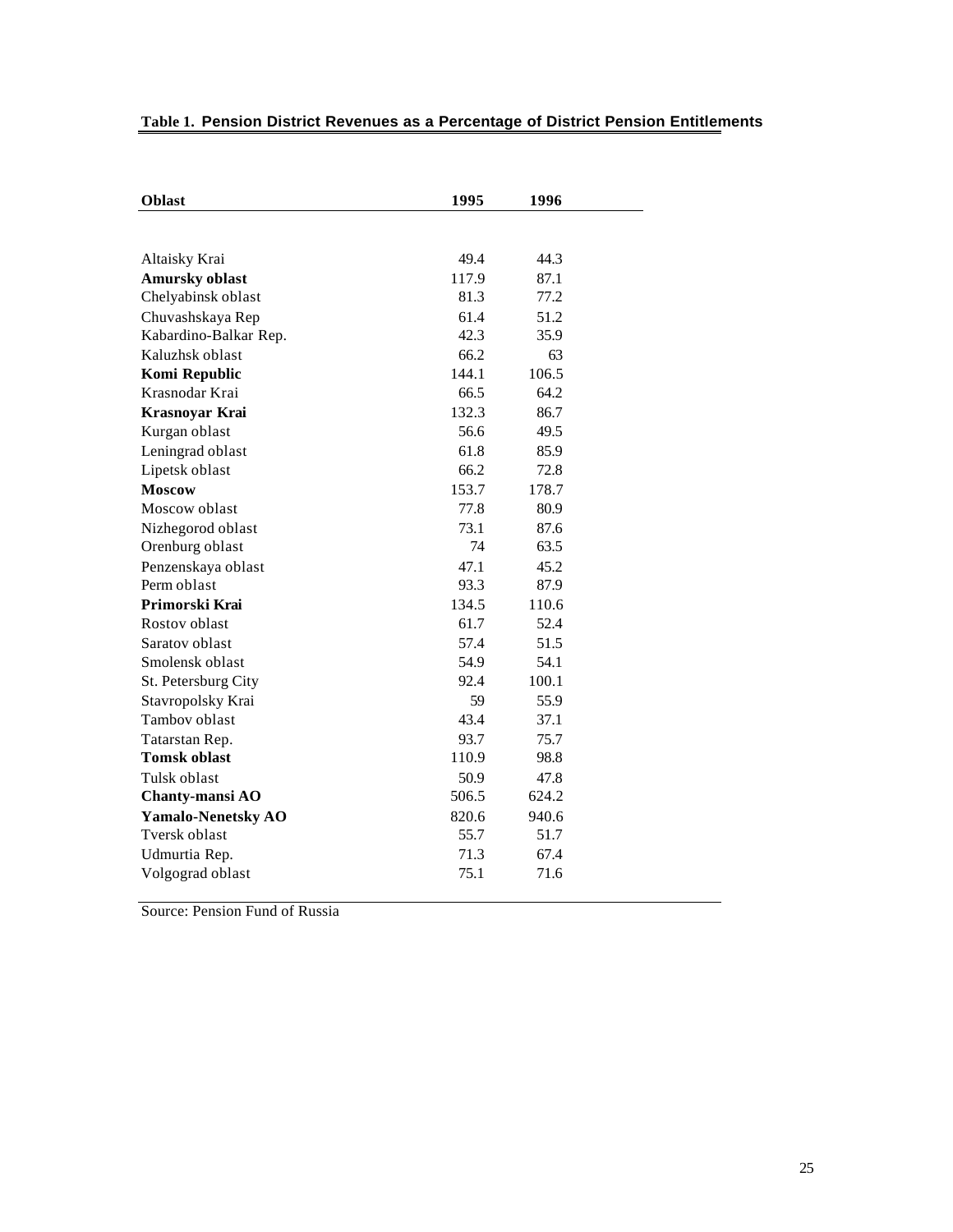**Table 1. Pension District Revenues as a Percentage of District Pension Entitlements**

| Oblast | 1995 | 1996 |
|---|---|---|
| Altaisky Krai | 49.4 | 44.3 |
| **Amursky oblast** | 117.9 | 87.1 |
| Chelyabinsk oblast | 81.3 | 77.2 |
| Chuvashskaya Rep | 61.4 | 51.2 |
| Kabardino-Balkar Rep. | 42.3 | 35.9 |
| Kaluzhsk oblast | 66.2 | 63 |
| **Komi Republic** | 144.1 | 106.5 |
| Krasnodar Krai | 66.5 | 64.2 |
| **Krasnoyar Krai** | 132.3 | 86.7 |
| Kurgan oblast | 56.6 | 49.5 |
| Leningrad oblast | 61.8 | 85.9 |
| Lipetsk oblast | 66.2 | 72.8 |
| **Moscow** | 153.7 | 178.7 |
| Moscow oblast | 77.8 | 80.9 |
| Nizhegorod oblast | 73.1 | 87.6 |
| Orenburg oblast | 74 | 63.5 |
| Penzenskaya oblast | 47.1 | 45.2 |
| Perm oblast | 93.3 | 87.9 |
| **Primorski Krai** | 134.5 | 110.6 |
| Rostov oblast | 61.7 | 52.4 |
| Saratov oblast | 57.4 | 51.5 |
| Smolensk oblast | 54.9 | 54.1 |
| St. Petersburg City | 92.4 | 100.1 |
| Stavropolsky Krai | 59 | 55.9 |
| Tambov oblast | 43.4 | 37.1 |
| Tatarstan Rep. | 93.7 | 75.7 |
| **Tomsk oblast** | 110.9 | 98.8 |
| Tulsk oblast | 50.9 | 47.8 |
| **Chanty-mansi AO** | 506.5 | 624.2 |
| **Yamalo-Nenetsky AO** | 820.6 | 940.6 |
| Tversk oblast | 55.7 | 51.7 |
| Udmurtia Rep. | 71.3 | 67.4 |
| Volgograd oblast | 75.1 | 71.6 |

Source: Pension Fund of Russia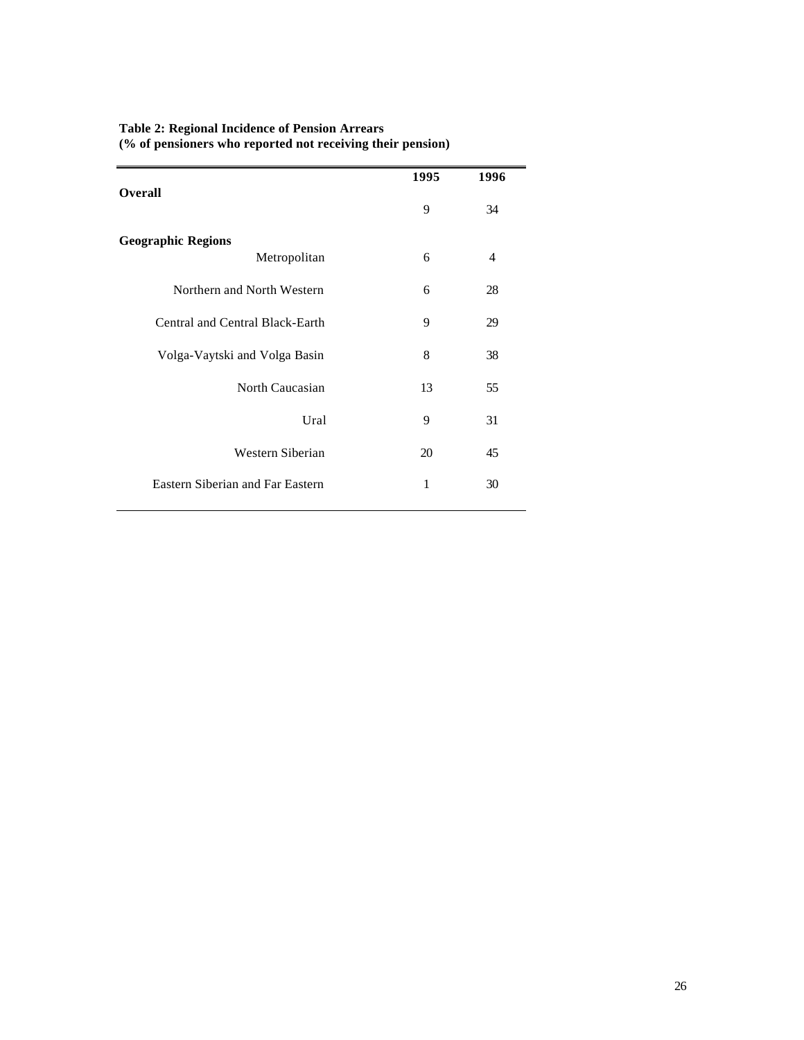**Table 2: Regional Incidence of Pension Arrears**
**(% of pensioners who reported not receiving their pension)**

| | 1995 | 1996 |
|---|---|---|
| **Overall** | 9 | 34 |
| **Geographic Regions** | | |
| Metropolitan | 6 | 4 |
| Northern and North Western | 6 | 28 |
| Central and Central Black-Earth | 9 | 29 |
| Volga-Vaytski and Volga Basin | 8 | 38 |
| North Caucasian | 13 | 55 |
| Ural | 9 | 31 |
| Western Siberian | 20 | 45 |
| Eastern Siberian and Far Eastern | 1 | 30 |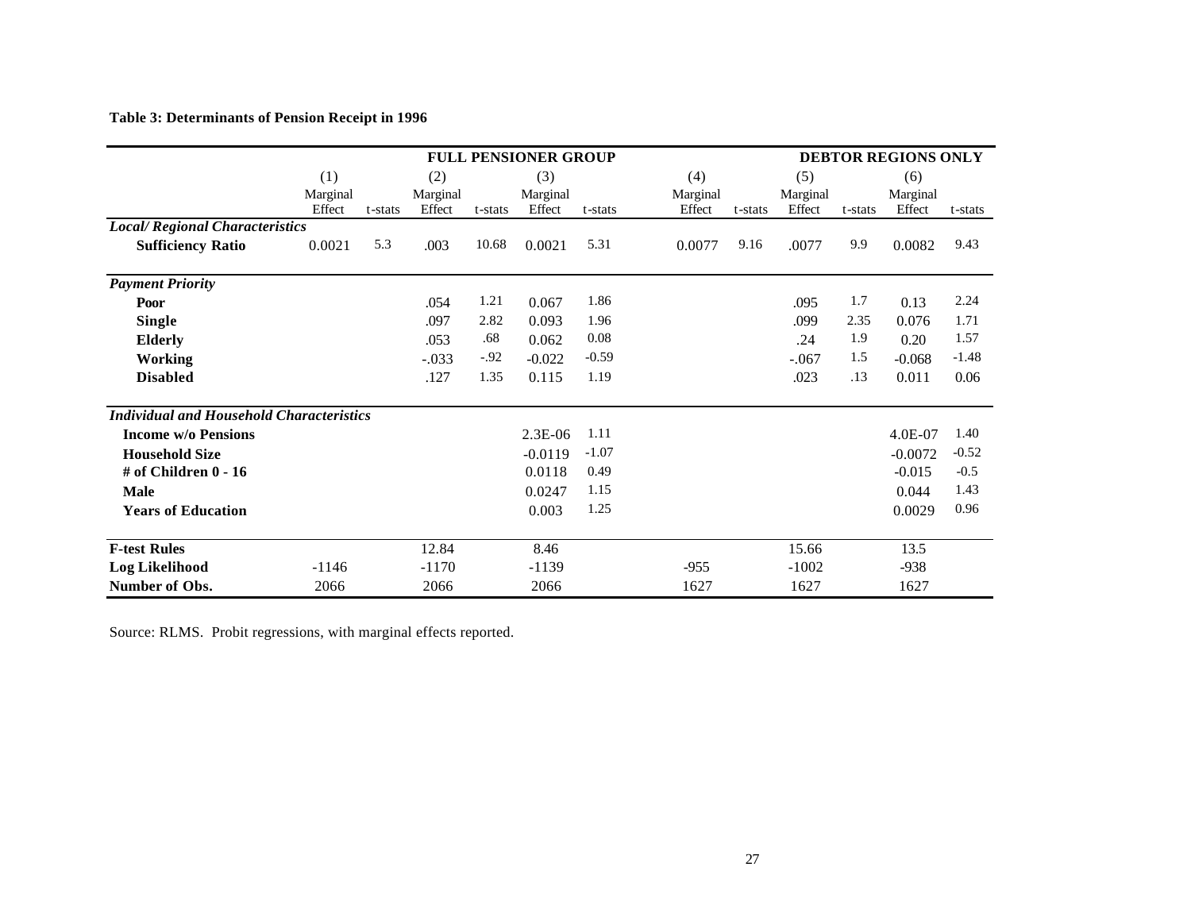**Table 3: Determinants of Pension Receipt in 1996**

| | FULL PENSIONER GROUP | | | | | | DEBTOR REGIONS ONLY | | | | | |
|---|---|---|---|---|---|---|---|---|---|---|---|---|
| | (1) | | (2) | | (3) | | (4) | | (5) | | (6) | |
| | Marginal Effect | t-stats | Marginal Effect | t-stats | Marginal Effect | t-stats | Marginal Effect | t-stats | Marginal Effect | t-stats | Marginal Effect | t-stats |
| ***Local/ Regional Characteristics*** | | | | | | | | | | | | |
| **Sufficiency Ratio** | 0.0021 | 5.3 | .003 | 10.68 | 0.0021 | 5.31 | 0.0077 | 9.16 | .0077 | 9.9 | 0.0082 | 9.43 |
| ***Payment Priority*** | | | | | | | | | | | | |
| **Poor** | | | .054 | 1.21 | 0.067 | 1.86 | | | .095 | 1.7 | 0.13 | 2.24 |
| **Single** | | | .097 | 2.82 | 0.093 | 1.96 | | | .099 | 2.35 | 0.076 | 1.71 |
| **Elderly** | | | .053 | .68 | 0.062 | 0.08 | | | .24 | 1.9 | 0.20 | 1.57 |
| **Working** | | | -.033 | -.92 | -0.022 | -0.59 | | | -.067 | 1.5 | -0.068 | -1.48 |
| **Disabled** | | | .127 | 1.35 | 0.115 | 1.19 | | | .023 | .13 | 0.011 | 0.06 |
| ***Individual and Household Characteristics*** | | | | | | | | | | | | |
| **Income w/o Pensions** | | | | | 2.3E-06 | 1.11 | | | | | 4.0E-07 | 1.40 |
| **Household Size** | | | | | -0.0119 | -1.07 | | | | | -0.0072 | -0.52 |
| **# of Children 0 - 16** | | | | | 0.0118 | 0.49 | | | | | -0.015 | -0.5 |
| **Male** | | | | | 0.0247 | 1.15 | | | | | 0.044 | 1.43 |
| **Years of Education** | | | | | 0.003 | 1.25 | | | | | 0.0029 | 0.96 |
| **F-test Rules** | | | 12.84 | | 8.46 | | | | 15.66 | | 13.5 | |
| **Log Likelihood** | -1146 | | -1170 | | -1139 | | -955 | | -1002 | | -938 | |
| **Number of Obs.** | 2066 | | 2066 | | 2066 | | 1627 | | 1627 | | 1627 | |

Source: RLMS. Probit regressions, with marginal effects reported.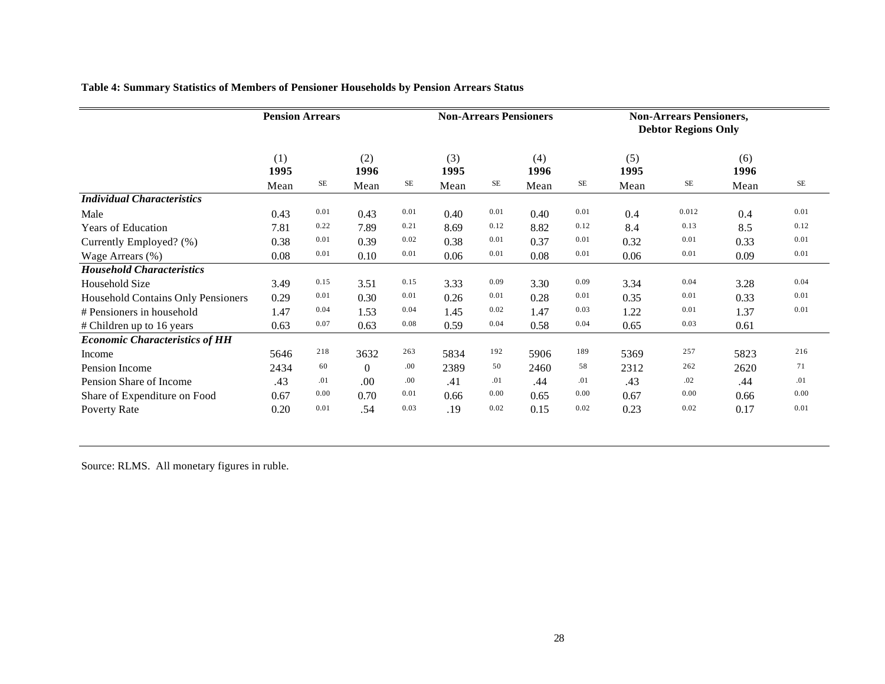**Table 4: Summary Statistics of Members of Pensioner Households by Pension Arrears Status**

| | Pension Arrears | | | | Non-Arrears Pensioners | | | | Non-Arrears Pensioners, Debtor Regions Only | | | |
|---|---|---|---|---|---|---|---|---|---|---|---|---|
| | (1) 1995 | | (2) 1996 | | (3) 1995 | | (4) 1996 | | (5) 1995 | | (6) 1996 | |
| | Mean | SE | Mean | SE | Mean | SE | Mean | SE | Mean | SE | Mean | SE |
| ***Individual Characteristics*** | | | | | | | | | | | | |
| Male | 0.43 | 0.01 | 0.43 | 0.01 | 0.40 | 0.01 | 0.40 | 0.01 | 0.4 | 0.012 | 0.4 | 0.01 |
| Years of Education | 7.81 | 0.22 | 7.89 | 0.21 | 8.69 | 0.12 | 8.82 | 0.12 | 8.4 | 0.13 | 8.5 | 0.12 |
| Currently Employed? (%) | 0.38 | 0.01 | 0.39 | 0.02 | 0.38 | 0.01 | 0.37 | 0.01 | 0.32 | 0.01 | 0.33 | 0.01 |
| Wage Arrears (%) | 0.08 | 0.01 | 0.10 | 0.01 | 0.06 | 0.01 | 0.08 | 0.01 | 0.06 | 0.01 | 0.09 | 0.01 |
| ***Household Characteristics*** | | | | | | | | | | | | |
| Household Size | 3.49 | 0.15 | 3.51 | 0.15 | 3.33 | 0.09 | 3.30 | 0.09 | 3.34 | 0.04 | 3.28 | 0.04 |
| Household Contains Only Pensioners | 0.29 | 0.01 | 0.30 | 0.01 | 0.26 | 0.01 | 0.28 | 0.01 | 0.35 | 0.01 | 0.33 | 0.01 |
| # Pensioners in household | 1.47 | 0.04 | 1.53 | 0.04 | 1.45 | 0.02 | 1.47 | 0.03 | 1.22 | 0.01 | 1.37 | 0.01 |
| # Children up to 16 years | 0.63 | 0.07 | 0.63 | 0.08 | 0.59 | 0.04 | 0.58 | 0.04 | 0.65 | 0.03 | 0.61 | |
| ***Economic Characteristics of HH*** | | | | | | | | | | | | |
| Income | 5646 | 218 | 3632 | 263 | 5834 | 192 | 5906 | 189 | 5369 | 257 | 5823 | 216 |
| Pension Income | 2434 | 60 | 0 | .00 | 2389 | 50 | 2460 | 58 | 2312 | 262 | 2620 | 71 |
| Pension Share of Income | .43 | .01 | .00 | .00 | .41 | .01 | .44 | .01 | .43 | .02 | .44 | .01 |
| Share of Expenditure on Food | 0.67 | 0.00 | 0.70 | 0.01 | 0.66 | 0.00 | 0.65 | 0.00 | 0.67 | 0.00 | 0.66 | 0.00 |
| Poverty Rate | 0.20 | 0.01 | .54 | 0.03 | .19 | 0.02 | 0.15 | 0.02 | 0.23 | 0.02 | 0.17 | 0.01 |

Source: RLMS. All monetary figures in ruble.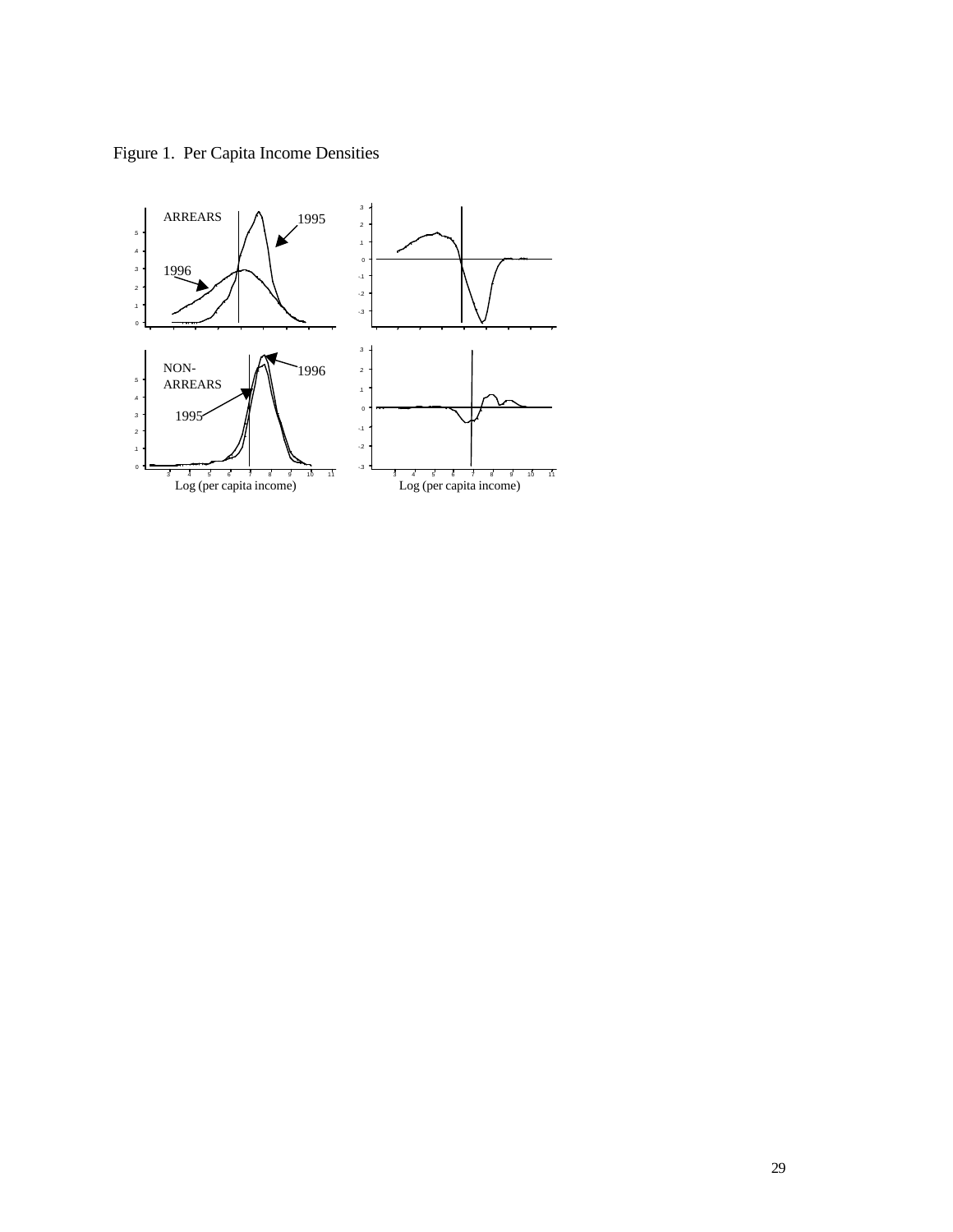Figure 1.  Per Capita Income Densities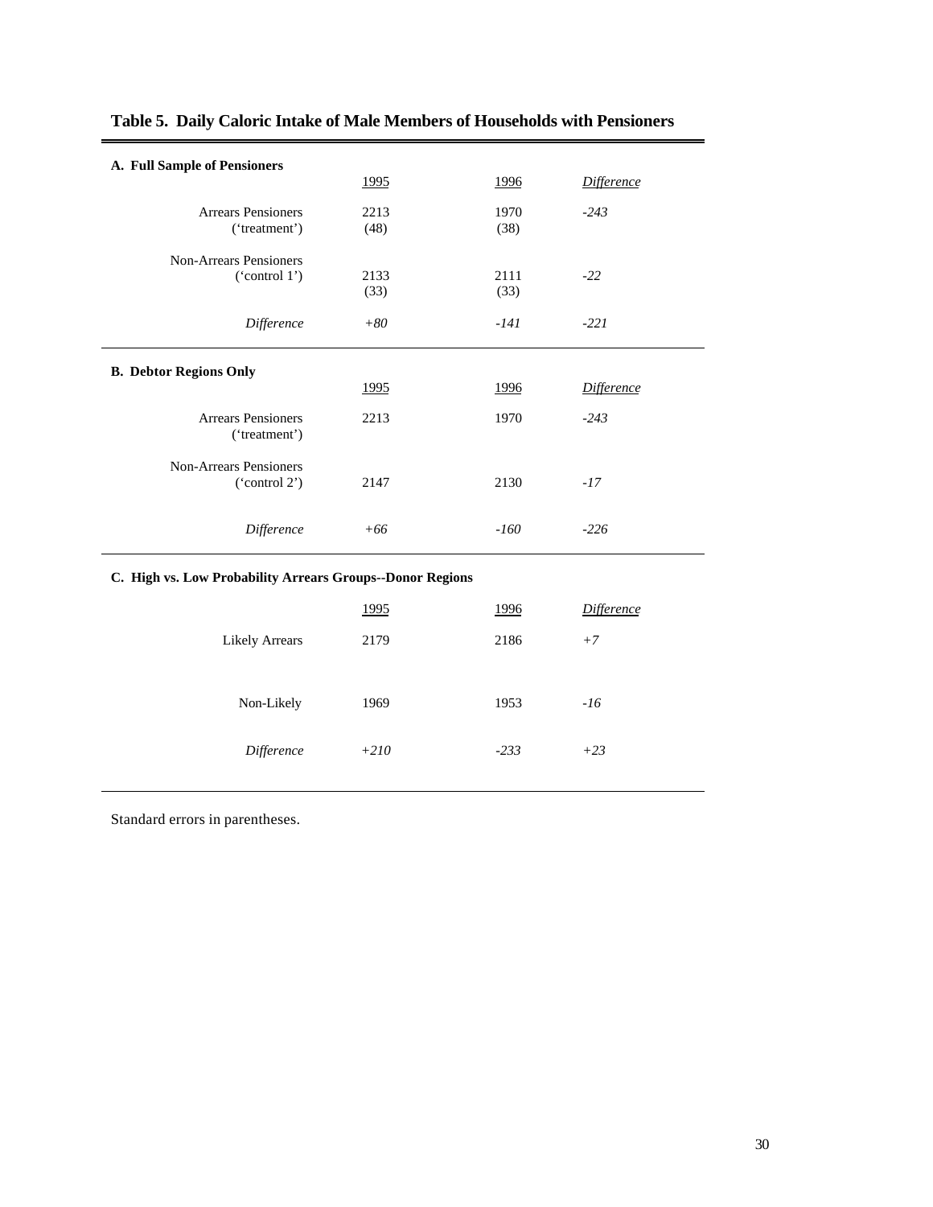## Table 5. Daily Caloric Intake of Male Members of Households with Pensioners

**A. Full Sample of Pensioners**

| | 1995 | 1996 | *Difference* |
|---|---|---|---|
| Arrears Pensioners (‘treatment’) | 2213 (48) | 1970 (38) | *-243* |
| Non-Arrears Pensioners (‘control 1’) | 2133 (33) | 2111 (33) | *-22* |
| *Difference* | *+80* | *-141* | *-221* |

**B. Debtor Regions Only**

| | 1995 | 1996 | *Difference* |
|---|---|---|---|
| Arrears Pensioners (‘treatment’) | 2213 | 1970 | *-243* |
| Non-Arrears Pensioners (‘control 2’) | 2147 | 2130 | *-17* |
| *Difference* | *+66* | *-160* | *-226* |

**C. High vs. Low Probability Arrears Groups--Donor Regions**

| | 1995 | 1996 | *Difference* |
|---|---|---|---|
| Likely Arrears | 2179 | 2186 | *+7* |
| Non-Likely | 1969 | 1953 | *-16* |
| *Difference* | *+210* | *-233* | *+23* |

Standard errors in parentheses.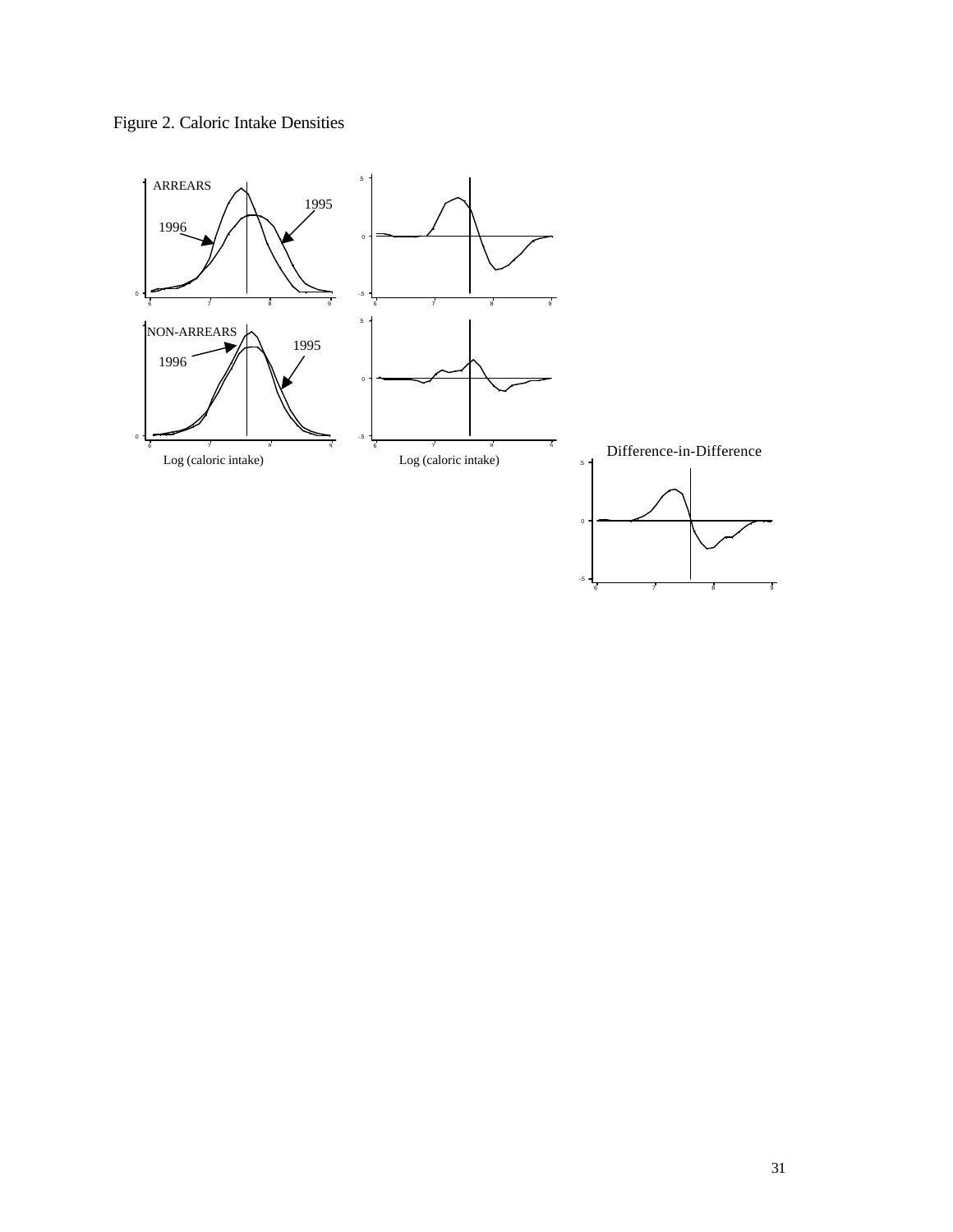Figure 2. Caloric Intake Densities

ARREARS

1995

1996

NON-ARREARS

1995

1996

Log (caloric intake)

Log (caloric intake)

Difference-in-Difference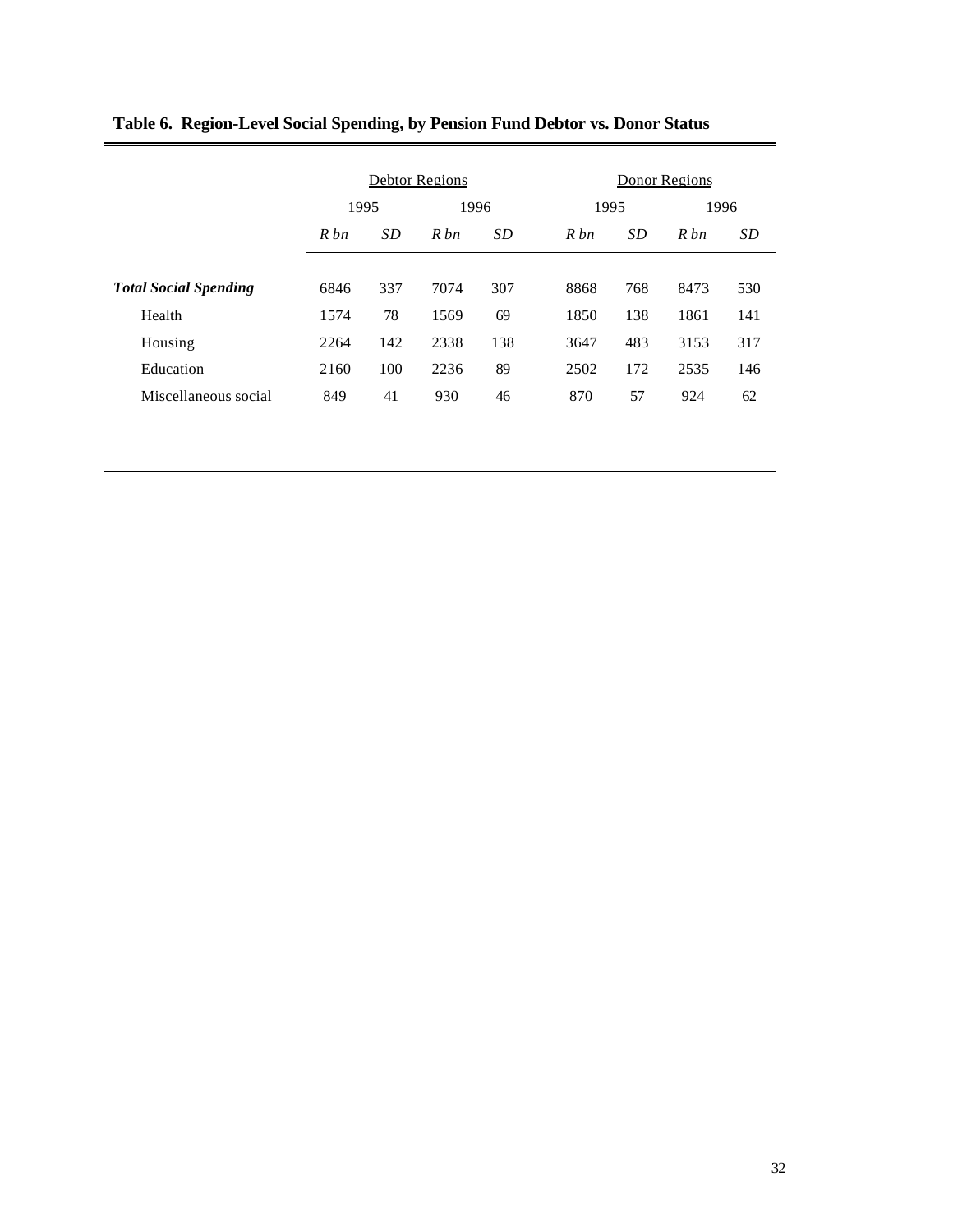**Table 6. Region-Level Social Spending, by Pension Fund Debtor vs. Donor Status**

| | Debtor Regions | | | | Donor Regions | | | |
|---|---|---|---|---|---|---|---|---|
| | 1995 | | 1996 | | 1995 | | 1996 | |
| | *R bn* | *SD* | *R bn* | *SD* | *R bn* | *SD* | *R bn* | *SD* |
| ***Total Social Spending*** | 6846 | 337 | 7074 | 307 | 8868 | 768 | 8473 | 530 |
| Health | 1574 | 78 | 1569 | 69 | 1850 | 138 | 1861 | 141 |
| Housing | 2264 | 142 | 2338 | 138 | 3647 | 483 | 3153 | 317 |
| Education | 2160 | 100 | 2236 | 89 | 2502 | 172 | 2535 | 146 |
| Miscellaneous social | 849 | 41 | 930 | 46 | 870 | 57 | 924 | 62 |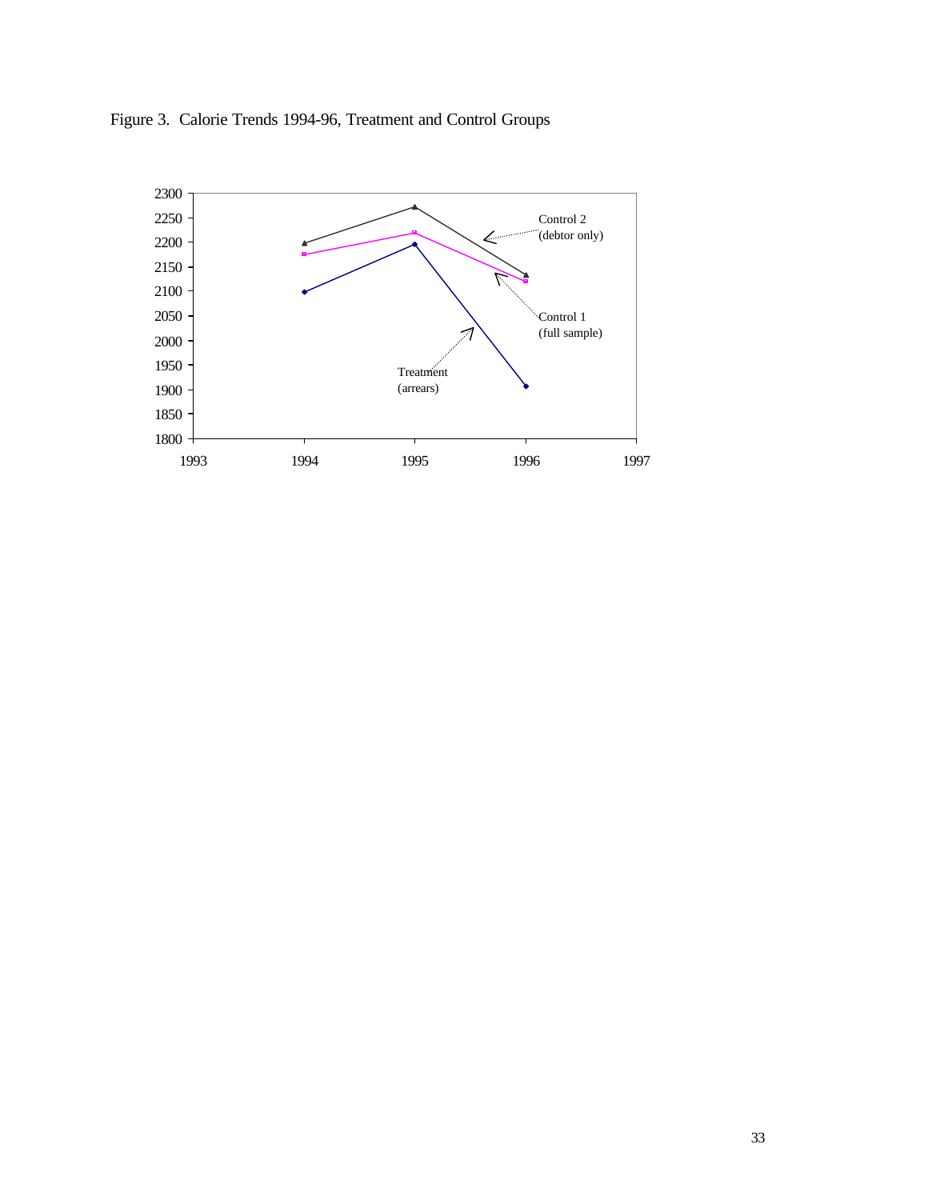Figure 3. Calorie Trends 1994-96, Treatment and Control Groups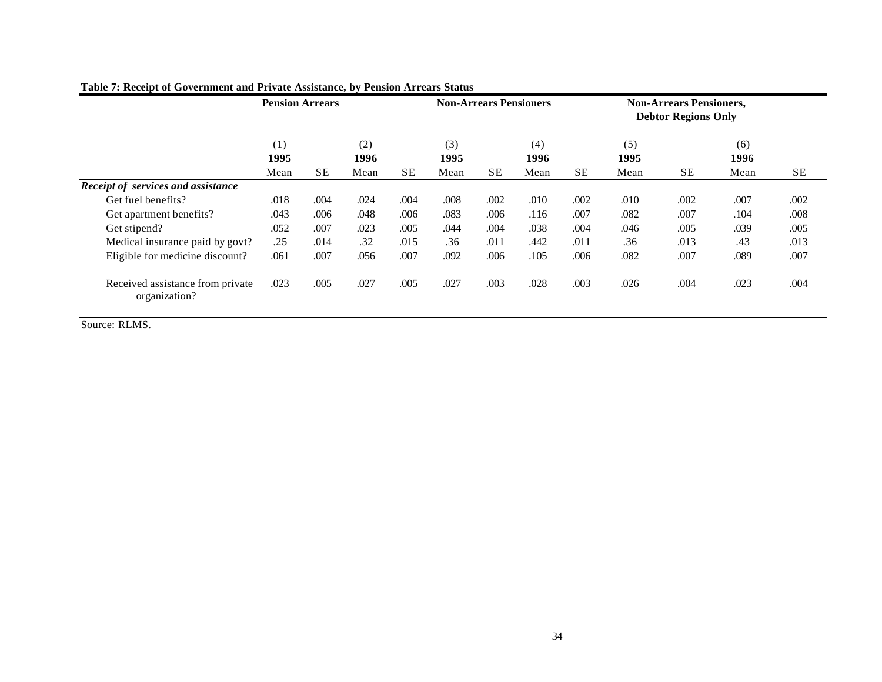**Table 7: Receipt of Government and Private Assistance, by Pension Arrears Status**

| | Pension Arrears | | | | Non-Arrears Pensioners | | | | Non-Arrears Pensioners, Debtor Regions Only | | | |
|---|---|---|---|---|---|---|---|---|---|---|---|---|
| | (1) 1995 | | (2) 1996 | | (3) 1995 | | (4) 1996 | | (5) 1995 | | (6) 1996 | |
| | Mean | SE | Mean | SE | Mean | SE | Mean | SE | Mean | SE | Mean | SE |
| ***Receipt of services and assistance*** | | | | | | | | | | | | |
| Get fuel benefits? | .018 | .004 | .024 | .004 | .008 | .002 | .010 | .002 | .010 | .002 | .007 | .002 |
| Get apartment benefits? | .043 | .006 | .048 | .006 | .083 | .006 | .116 | .007 | .082 | .007 | .104 | .008 |
| Get stipend? | .052 | .007 | .023 | .005 | .044 | .004 | .038 | .004 | .046 | .005 | .039 | .005 |
| Medical insurance paid by govt? | .25 | .014 | .32 | .015 | .36 | .011 | .442 | .011 | .36 | .013 | .43 | .013 |
| Eligible for medicine discount? | .061 | .007 | .056 | .007 | .092 | .006 | .105 | .006 | .082 | .007 | .089 | .007 |
| Received assistance from private organization? | .023 | .005 | .027 | .005 | .027 | .003 | .028 | .003 | .026 | .004 | .023 | .004 |

Source: RLMS.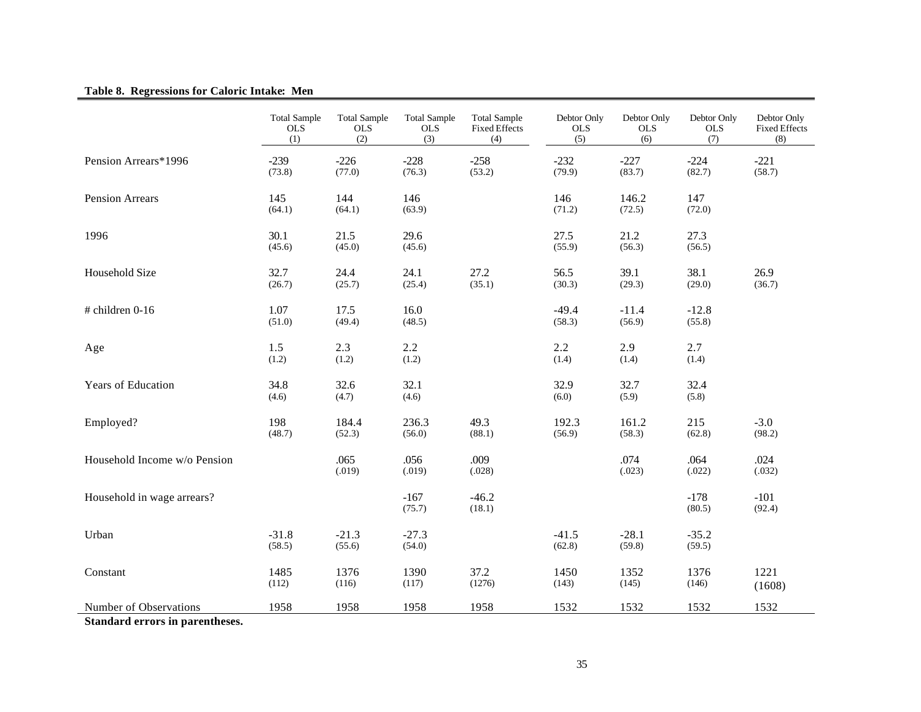**Table 8. Regressions for Caloric Intake: Men**

| | Total Sample OLS (1) | Total Sample OLS (2) | Total Sample OLS (3) | Total Sample Fixed Effects (4) | Debtor Only OLS (5) | Debtor Only OLS (6) | Debtor Only OLS (7) | Debtor Only Fixed Effects (8) |
|---|---|---|---|---|---|---|---|---|
| Pension Arrears*1996 | -239 | -226 | -228 | -258 | -232 | -227 | -224 | -221 |
| | (73.8) | (77.0) | (76.3) | (53.2) | (79.9) | (83.7) | (82.7) | (58.7) |
| Pension Arrears | 145 | 144 | 146 | | 146 | 146.2 | 147 | |
| | (64.1) | (64.1) | (63.9) | | (71.2) | (72.5) | (72.0) | |
| 1996 | 30.1 | 21.5 | 29.6 | | 27.5 | 21.2 | 27.3 | |
| | (45.6) | (45.0) | (45.6) | | (55.9) | (56.3) | (56.5) | |
| Household Size | 32.7 | 24.4 | 24.1 | 27.2 | 56.5 | 39.1 | 38.1 | 26.9 |
| | (26.7) | (25.7) | (25.4) | (35.1) | (30.3) | (29.3) | (29.0) | (36.7) |
| # children 0-16 | 1.07 | 17.5 | 16.0 | | -49.4 | -11.4 | -12.8 | |
| | (51.0) | (49.4) | (48.5) | | (58.3) | (56.9) | (55.8) | |
| Age | 1.5 | 2.3 | 2.2 | | 2.2 | 2.9 | 2.7 | |
| | (1.2) | (1.2) | (1.2) | | (1.4) | (1.4) | (1.4) | |
| Years of Education | 34.8 | 32.6 | 32.1 | | 32.9 | 32.7 | 32.4 | |
| | (4.6) | (4.7) | (4.6) | | (6.0) | (5.9) | (5.8) | |
| Employed? | 198 | 184.4 | 236.3 | 49.3 | 192.3 | 161.2 | 215 | -3.0 |
| | (48.7) | (52.3) | (56.0) | (88.1) | (56.9) | (58.3) | (62.8) | (98.2) |
| Household Income w/o Pension | | .065 | .056 | .009 | | .074 | .064 | .024 |
| | | (.019) | (.019) | (.028) | | (.023) | (.022) | (.032) |
| Household in wage arrears? | | | -167 | -46.2 | | | -178 | -101 |
| | | | (75.7) | (18.1) | | | (80.5) | (92.4) |
| Urban | -31.8 | -21.3 | -27.3 | | -41.5 | -28.1 | -35.2 | |
| | (58.5) | (55.6) | (54.0) | | (62.8) | (59.8) | (59.5) | |
| Constant | 1485 | 1376 | 1390 | 37.2 | 1450 | 1352 | 1376 | 1221 |
| | (112) | (116) | (117) | (1276) | (143) | (145) | (146) | (1608) |
| Number of Observations | 1958 | 1958 | 1958 | 1958 | 1532 | 1532 | 1532 | 1532 |

**Standard errors in parentheses.**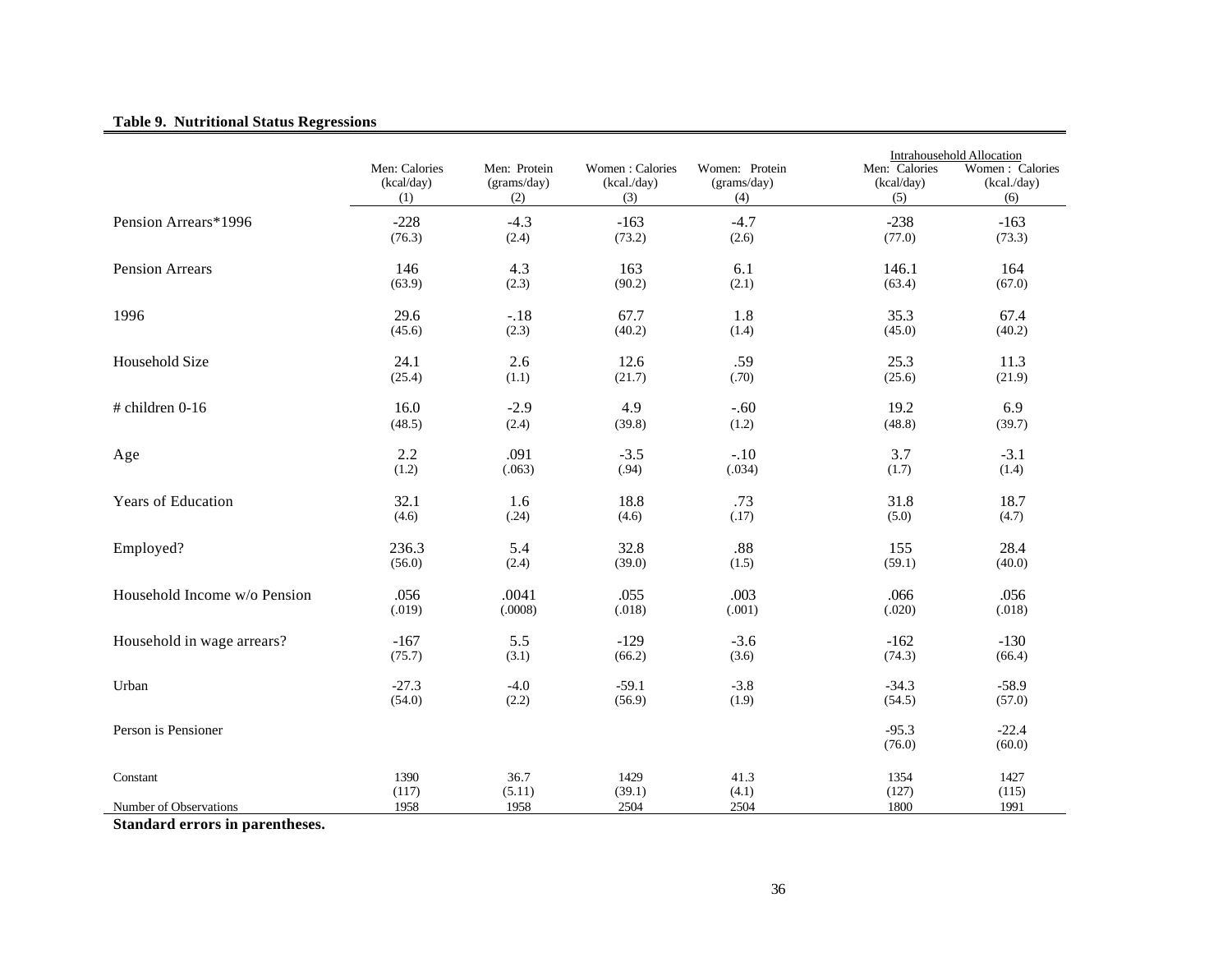**Table 9. Nutritional Status Regressions**

| | Men: Calories (kcal/day) (1) | Men: Protein (grams/day) (2) | Women : Calories (kcal./day) (3) | Women: Protein (grams/day) (4) | Intrahousehold Allocation Men: Calories (kcal/day) (5) | Intrahousehold Allocation Women : Calories (kcal./day) (6) |
|---|---|---|---|---|---|---|
| Pension Arrears*1996 | -228 | -4.3 | -163 | -4.7 | -238 | -163 |
| | (76.3) | (2.4) | (73.2) | (2.6) | (77.0) | (73.3) |
| Pension Arrears | 146 | 4.3 | 163 | 6.1 | 146.1 | 164 |
| | (63.9) | (2.3) | (90.2) | (2.1) | (63.4) | (67.0) |
| 1996 | 29.6 | -.18 | 67.7 | 1.8 | 35.3 | 67.4 |
| | (45.6) | (2.3) | (40.2) | (1.4) | (45.0) | (40.2) |
| Household Size | 24.1 | 2.6 | 12.6 | .59 | 25.3 | 11.3 |
| | (25.4) | (1.1) | (21.7) | (.70) | (25.6) | (21.9) |
| # children 0-16 | 16.0 | -2.9 | 4.9 | -.60 | 19.2 | 6.9 |
| | (48.5) | (2.4) | (39.8) | (1.2) | (48.8) | (39.7) |
| Age | 2.2 | .091 | -3.5 | -.10 | 3.7 | -3.1 |
| | (1.2) | (.063) | (.94) | (.034) | (1.7) | (1.4) |
| Years of Education | 32.1 | 1.6 | 18.8 | .73 | 31.8 | 18.7 |
| | (4.6) | (.24) | (4.6) | (.17) | (5.0) | (4.7) |
| Employed? | 236.3 | 5.4 | 32.8 | .88 | 155 | 28.4 |
| | (56.0) | (2.4) | (39.0) | (1.5) | (59.1) | (40.0) |
| Household Income w/o Pension | .056 | .0041 | .055 | .003 | .066 | .056 |
| | (.019) | (.0008) | (.018) | (.001) | (.020) | (.018) |
| Household in wage arrears? | -167 | 5.5 | -129 | -3.6 | -162 | -130 |
| | (75.7) | (3.1) | (66.2) | (3.6) | (74.3) | (66.4) |
| Urban | -27.3 | -4.0 | -59.1 | -3.8 | -34.3 | -58.9 |
| | (54.0) | (2.2) | (56.9) | (1.9) | (54.5) | (57.0) |
| Person is Pensioner | | | | | -95.3 | -22.4 |
| | | | | | (76.0) | (60.0) |
| Constant | 1390 | 36.7 | 1429 | 41.3 | 1354 | 1427 |
| | (117) | (5.11) | (39.1) | (4.1) | (127) | (115) |
| Number of Observations | 1958 | 1958 | 2504 | 2504 | 1800 | 1991 |

**Standard errors in parentheses.**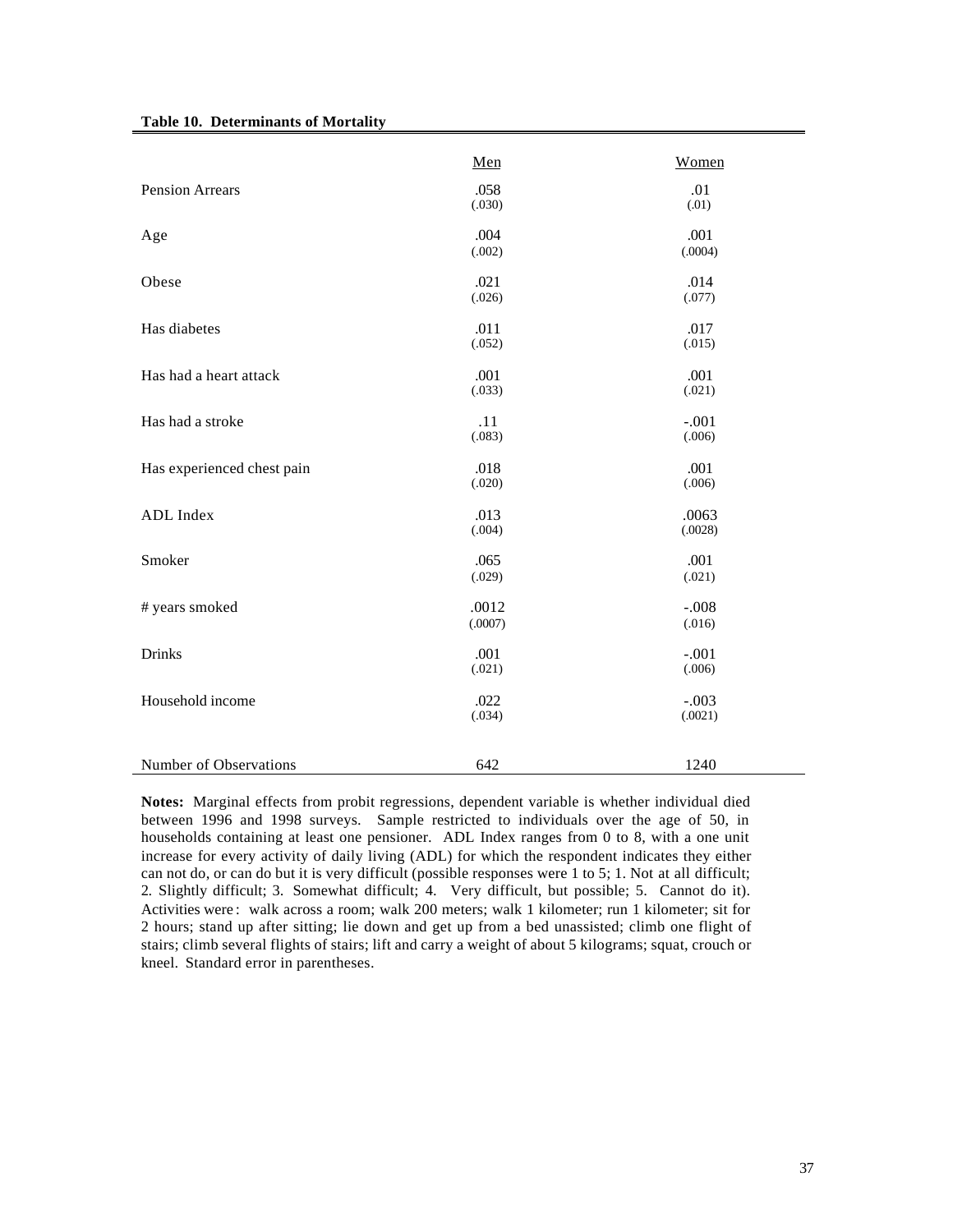**Table 10. Determinants of Mortality**

| | Men | Women |
|---|---|---|
| Pension Arrears | .058<br>(.030) | .01<br>(.01) |
| Age | .004<br>(.002) | .001<br>(.0004) |
| Obese | .021<br>(.026) | .014<br>(.077) |
| Has diabetes | .011<br>(.052) | .017<br>(.015) |
| Has had a heart attack | .001<br>(.033) | .001<br>(.021) |
| Has had a stroke | .11<br>(.083) | -.001<br>(.006) |
| Has experienced chest pain | .018<br>(.020) | .001<br>(.006) |
| ADL Index | .013<br>(.004) | .0063<br>(.0028) |
| Smoker | .065<br>(.029) | .001<br>(.021) |
| # years smoked | .0012<br>(.0007) | -.008<br>(.016) |
| Drinks | .001<br>(.021) | -.001<br>(.006) |
| Household income | .022<br>(.034) | -.003<br>(.0021) |
| Number of Observations | 642 | 1240 |

**Notes:** Marginal effects from probit regressions, dependent variable is whether individual died between 1996 and 1998 surveys. Sample restricted to individuals over the age of 50, in households containing at least one pensioner. ADL Index ranges from 0 to 8, with a one unit increase for every activity of daily living (ADL) for which the respondent indicates they either can not do, or can do but it is very difficult (possible responses were 1 to 5; 1. Not at all difficult; 2. Slightly difficult; 3. Somewhat difficult; 4. Very difficult, but possible; 5. Cannot do it). Activities were: walk across a room; walk 200 meters; walk 1 kilometer; run 1 kilometer; sit for 2 hours; stand up after sitting; lie down and get up from a bed unassisted; climb one flight of stairs; climb several flights of stairs; lift and carry a weight of about 5 kilograms; squat, crouch or kneel. Standard error in parentheses.